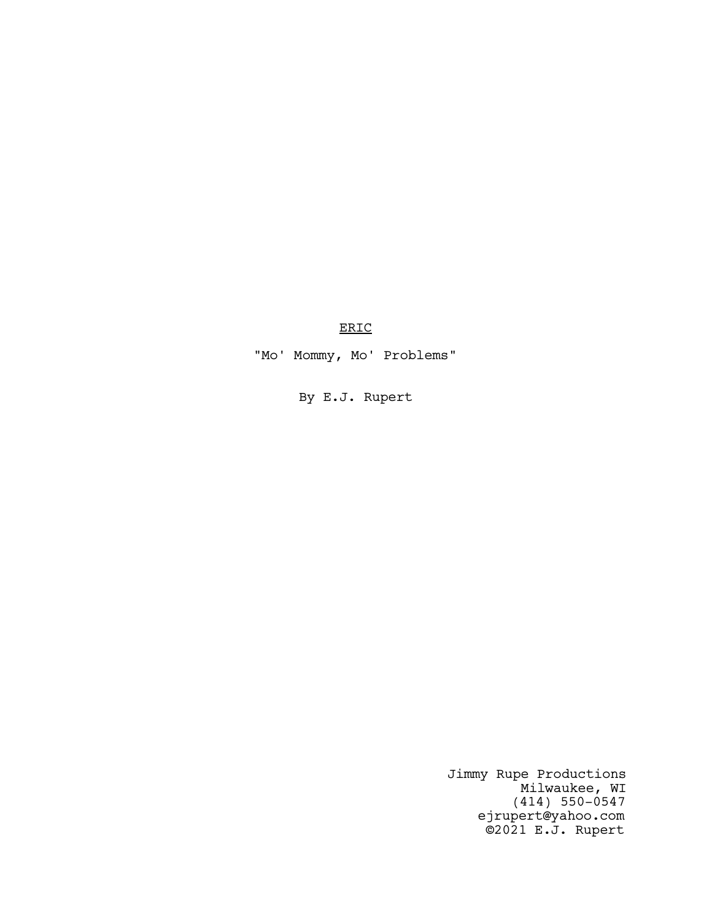<u>ERIC</u>

"Mo' Mommy, Mo' Problems"

By E.J. Rupert

Jimmy Rupe Productions
Milwaukee, WI
(414) 550-0547
ejrupert@yahoo.com
©2021 E.J. Rupert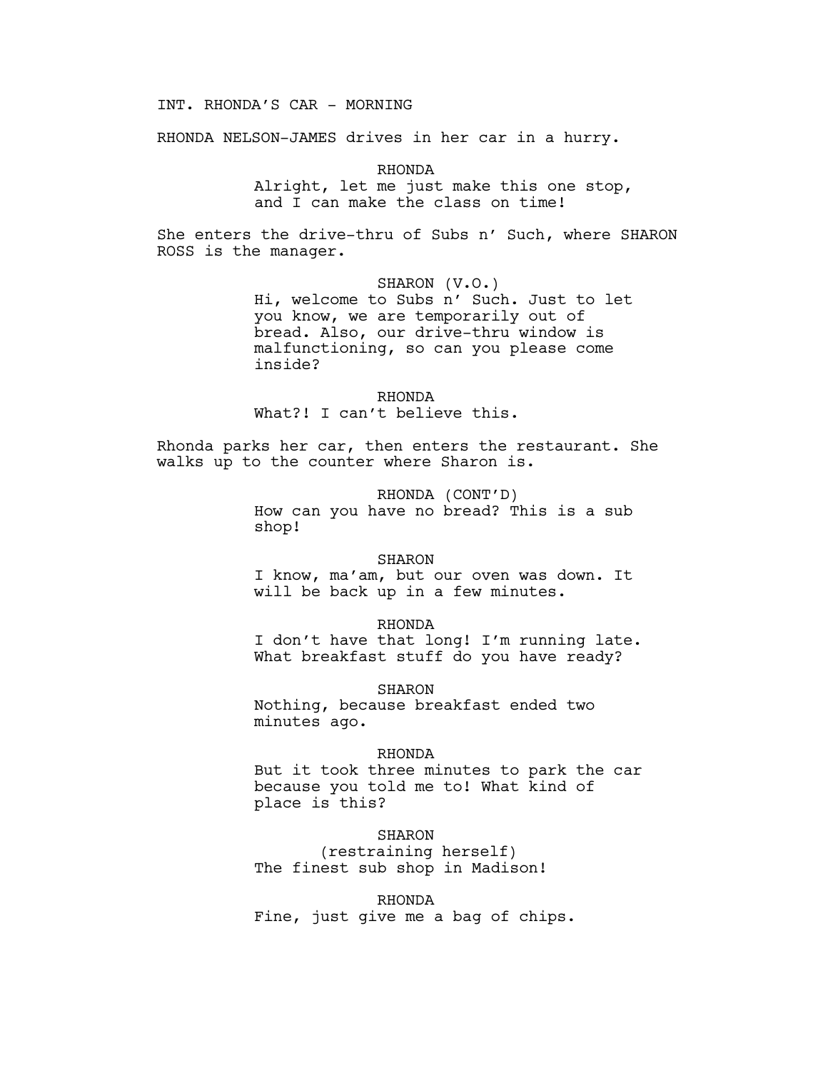INT. RHONDA'S CAR - MORNING

RHONDA NELSON-JAMES drives in her car in a hurry.

RHONDA
Alright, let me just make this one stop, and I can make the class on time!

She enters the drive-thru of Subs n' Such, where SHARON ROSS is the manager.

SHARON (V.O.)
Hi, welcome to Subs n' Such. Just to let you know, we are temporarily out of bread. Also, our drive-thru window is malfunctioning, so can you please come inside?

RHONDA
What?! I can't believe this.

Rhonda parks her car, then enters the restaurant. She walks up to the counter where Sharon is.

RHONDA (CONT'D)
How can you have no bread? This is a sub shop!

SHARON
I know, ma'am, but our oven was down. It will be back up in a few minutes.

RHONDA
I don't have that long! I'm running late. What breakfast stuff do you have ready?

SHARON
Nothing, because breakfast ended two minutes ago.

RHONDA
But it took three minutes to park the car because you told me to! What kind of place is this?

SHARON
(restraining herself)
The finest sub shop in Madison!

RHONDA
Fine, just give me a bag of chips.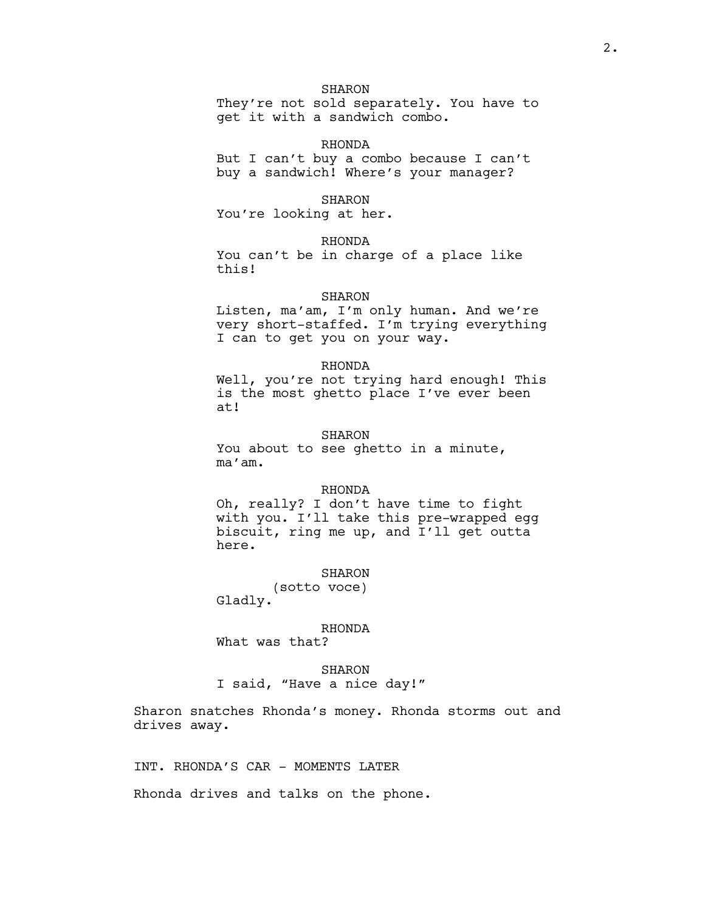SHARON
They're not sold separately. You have to get it with a sandwich combo.

RHONDA
But I can't buy a combo because I can't buy a sandwich! Where's your manager?

SHARON
You're looking at her.

RHONDA
You can't be in charge of a place like this!

SHARON
Listen, ma'am, I'm only human. And we're very short-staffed. I'm trying everything I can to get you on your way.

RHONDA
Well, you're not trying hard enough! This is the most ghetto place I've ever been at!

SHARON
You about to see ghetto in a minute, ma'am.

RHONDA
Oh, really? I don't have time to fight with you. I'll take this pre-wrapped egg biscuit, ring me up, and I'll get outta here.

SHARON
(sotto voce)
Gladly.

RHONDA
What was that?

SHARON
I said, "Have a nice day!"

Sharon snatches Rhonda's money. Rhonda storms out and drives away.

INT. RHONDA'S CAR - MOMENTS LATER

Rhonda drives and talks on the phone.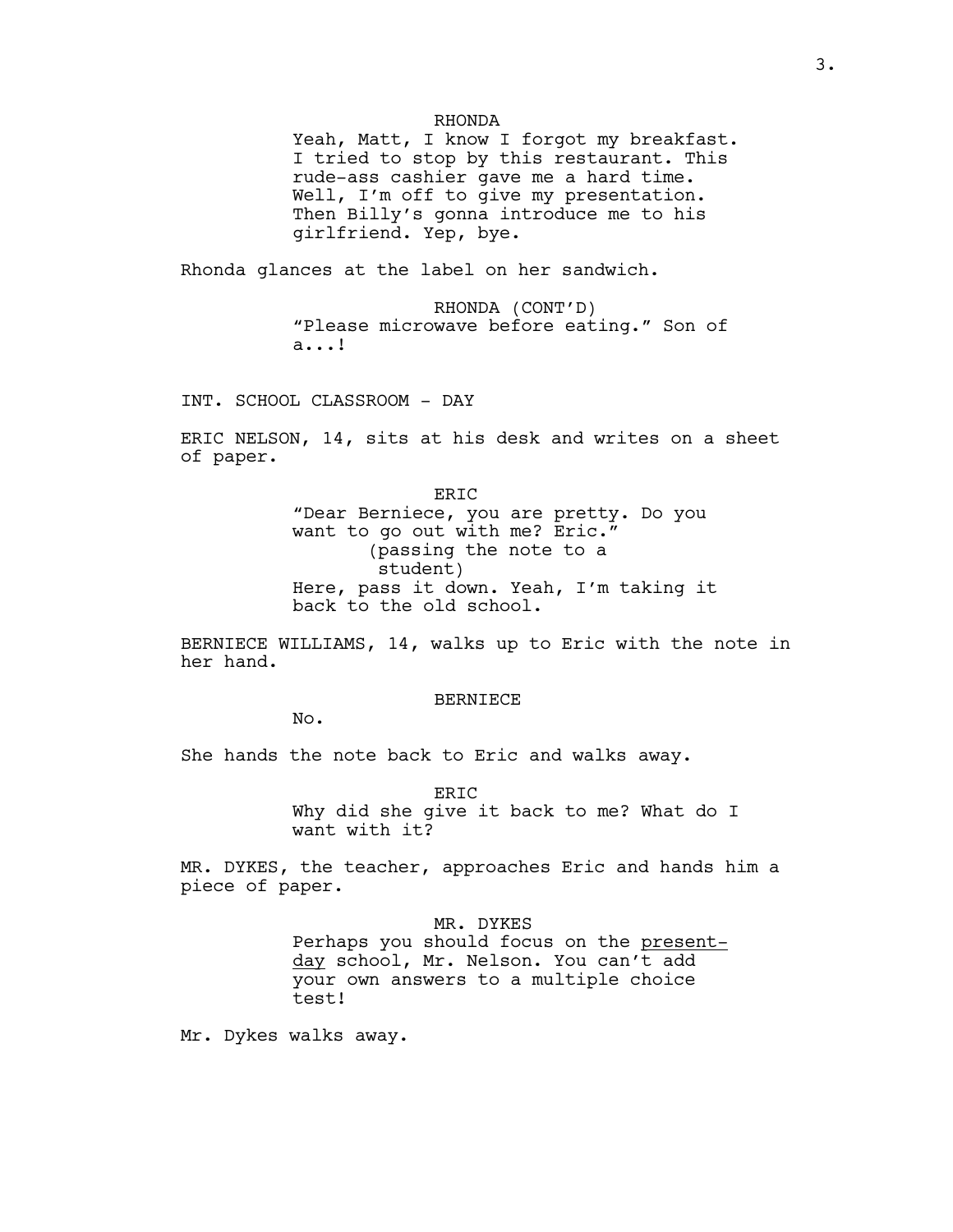RHONDA

Yeah, Matt, I know I forgot my breakfast. I tried to stop by this restaurant. This rude-ass cashier gave me a hard time. Well, I'm off to give my presentation. Then Billy's gonna introduce me to his girlfriend. Yep, bye.

Rhonda glances at the label on her sandwich.

RHONDA (CONT'D)

"Please microwave before eating." Son of a...!

INT. SCHOOL CLASSROOM - DAY

ERIC NELSON, 14, sits at his desk and writes on a sheet of paper.

ERIC

"Dear Berniece, you are pretty. Do you want to go out with me? Eric."

(passing the note to a student)

Here, pass it down. Yeah, I'm taking it back to the old school.

BERNIECE WILLIAMS, 14, walks up to Eric with the note in her hand.

BERNIECE

No.

She hands the note back to Eric and walks away.

ERIC

Why did she give it back to me? What do I want with it?

MR. DYKES, the teacher, approaches Eric and hands him a piece of paper.

MR. DYKES

Perhaps you should focus on the <u>present-day</u> school, Mr. Nelson. You can't add your own answers to a multiple choice test!

Mr. Dykes walks away.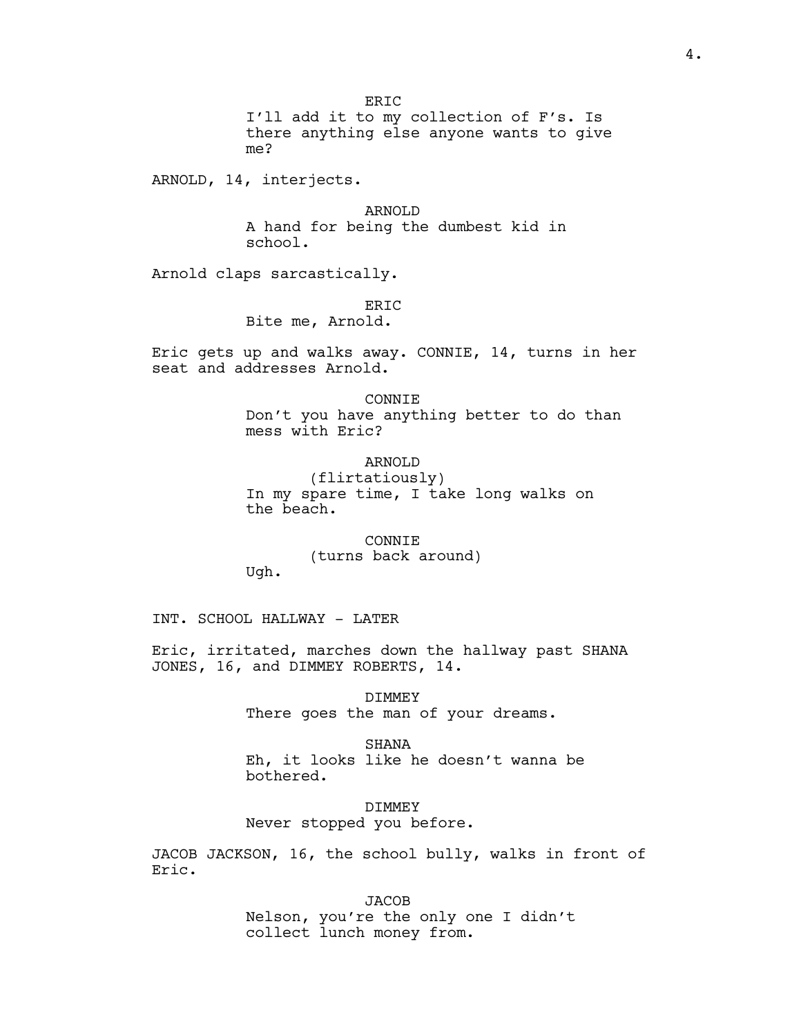ERIC
I'll add it to my collection of F's. Is there anything else anyone wants to give me?

ARNOLD, 14, interjects.

ARNOLD
A hand for being the dumbest kid in school.

Arnold claps sarcastically.

ERIC
Bite me, Arnold.

Eric gets up and walks away. CONNIE, 14, turns in her seat and addresses Arnold.

CONNIE
Don't you have anything better to do than mess with Eric?

ARNOLD
(flirtatiously)
In my spare time, I take long walks on the beach.

CONNIE
(turns back around)
Ugh.

INT. SCHOOL HALLWAY - LATER

Eric, irritated, marches down the hallway past SHANA JONES, 16, and DIMMEY ROBERTS, 14.

DIMMEY
There goes the man of your dreams.

SHANA
Eh, it looks like he doesn't wanna be bothered.

DIMMEY
Never stopped you before.

JACOB JACKSON, 16, the school bully, walks in front of Eric.

JACOB
Nelson, you're the only one I didn't collect lunch money from.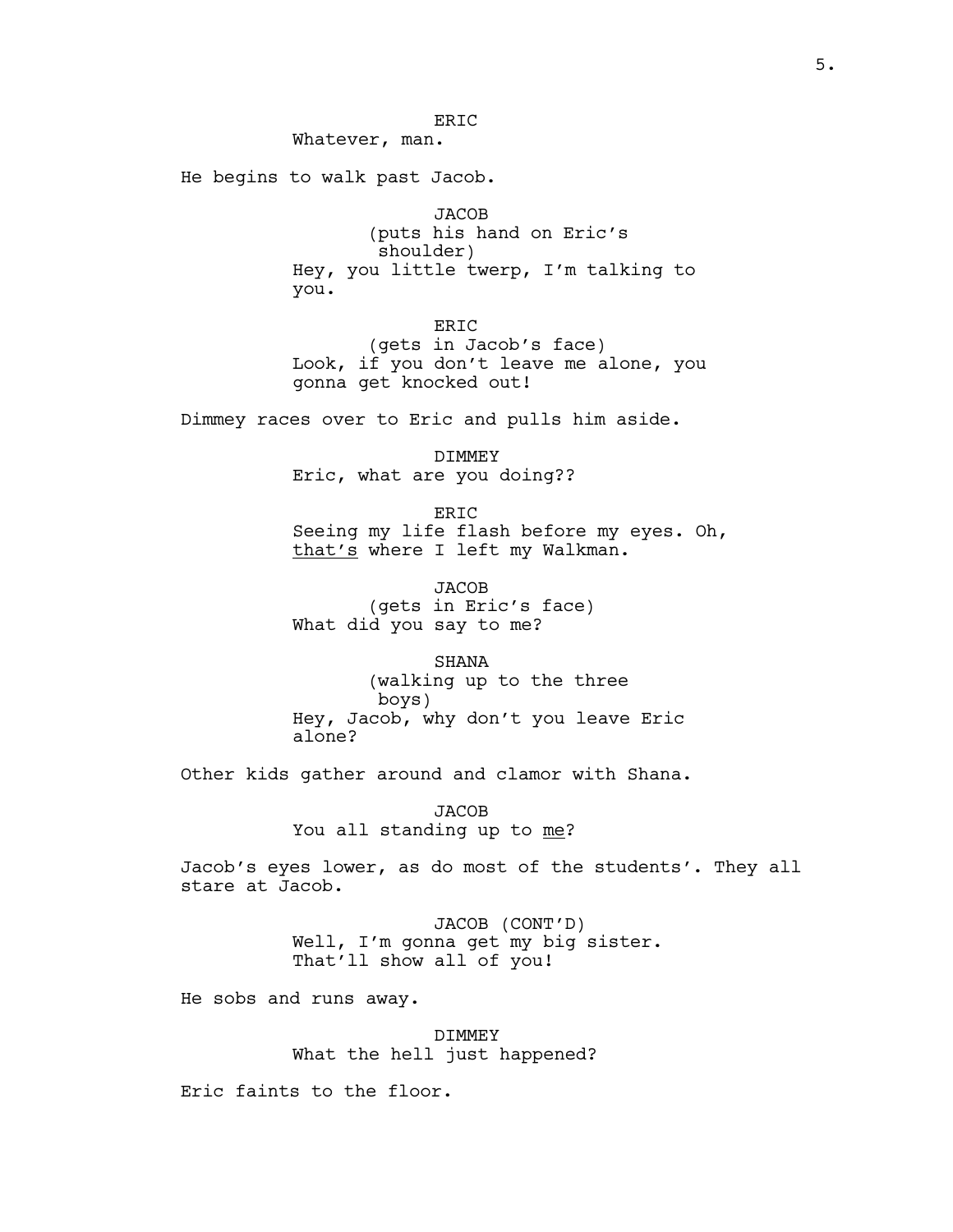ERIC
Whatever, man.

He begins to walk past Jacob.

JACOB
(puts his hand on Eric's shoulder)
Hey, you little twerp, I'm talking to you.

ERIC
(gets in Jacob's face)
Look, if you don't leave me alone, you gonna get knocked out!

Dimmey races over to Eric and pulls him aside.

DIMMEY
Eric, what are you doing??

ERIC
Seeing my life flash before my eyes. Oh, <u>that's</u> where I left my Walkman.

JACOB
(gets in Eric's face)
What did you say to me?

SHANA
(walking up to the three boys)
Hey, Jacob, why don't you leave Eric alone?

Other kids gather around and clamor with Shana.

JACOB
You all standing up to <u>me</u>?

Jacob's eyes lower, as do most of the students'. They all stare at Jacob.

JACOB (CONT'D)
Well, I'm gonna get my big sister. That'll show all of you!

He sobs and runs away.

DIMMEY
What the hell just happened?

Eric faints to the floor.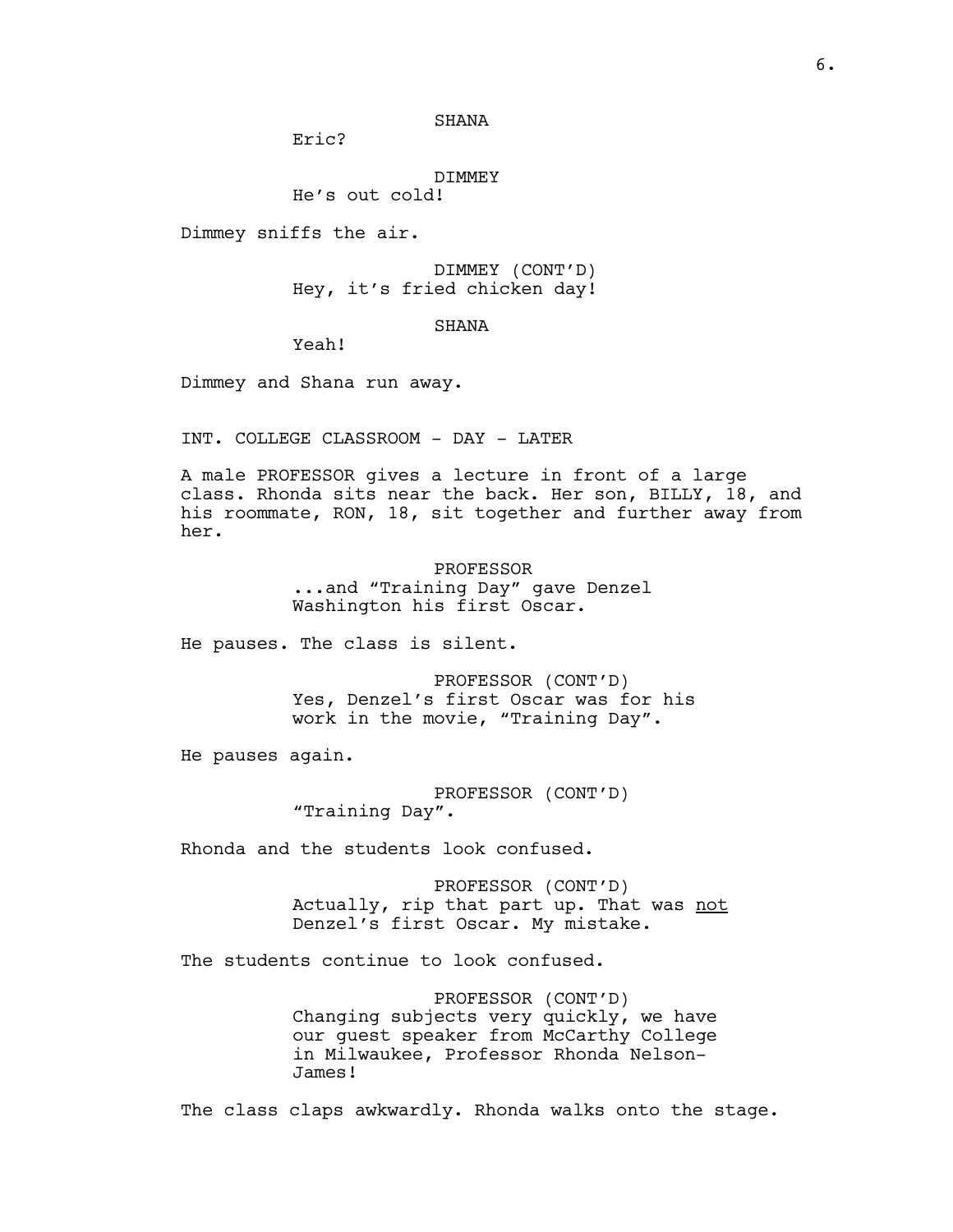SHANA
Eric?

DIMMEY
He's out cold!

Dimmey sniffs the air.

DIMMEY (CONT'D)
Hey, it's fried chicken day!

SHANA
Yeah!

Dimmey and Shana run away.

INT. COLLEGE CLASSROOM - DAY - LATER

A male PROFESSOR gives a lecture in front of a large class. Rhonda sits near the back. Her son, BILLY, 18, and his roommate, RON, 18, sit together and further away from her.

PROFESSOR
...and "Training Day" gave Denzel Washington his first Oscar.

He pauses. The class is silent.

PROFESSOR (CONT'D)
Yes, Denzel's first Oscar was for his work in the movie, "Training Day".

He pauses again.

PROFESSOR (CONT'D)
"Training Day".

Rhonda and the students look confused.

PROFESSOR (CONT'D)
Actually, rip that part up. That was <u>not</u> Denzel's first Oscar. My mistake.

The students continue to look confused.

PROFESSOR (CONT'D)
Changing subjects very quickly, we have our guest speaker from McCarthy College in Milwaukee, Professor Rhonda Nelson-James!

The class claps awkwardly. Rhonda walks onto the stage.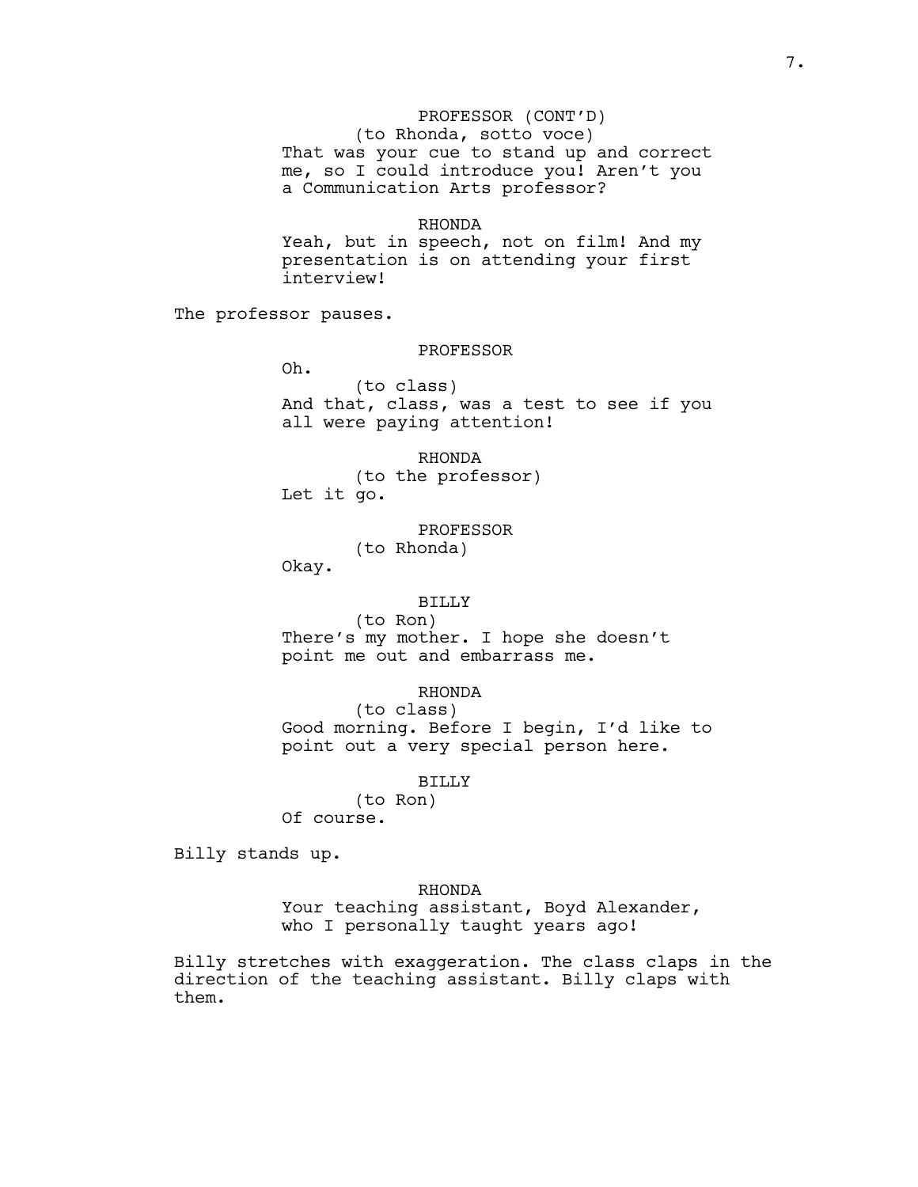PROFESSOR (CONT'D)
(to Rhonda, sotto voce)
That was your cue to stand up and correct me, so I could introduce you! Aren't you a Communication Arts professor?

RHONDA
Yeah, but in speech, not on film! And my presentation is on attending your first interview!

The professor pauses.

PROFESSOR
Oh.
(to class)
And that, class, was a test to see if you all were paying attention!

RHONDA
(to the professor)
Let it go.

PROFESSOR
(to Rhonda)
Okay.

BILLY
(to Ron)
There's my mother. I hope she doesn't point me out and embarrass me.

RHONDA
(to class)
Good morning. Before I begin, I'd like to point out a very special person here.

BILLY
(to Ron)
Of course.

Billy stands up.

RHONDA
Your teaching assistant, Boyd Alexander, who I personally taught years ago!

Billy stretches with exaggeration. The class claps in the direction of the teaching assistant. Billy claps with them.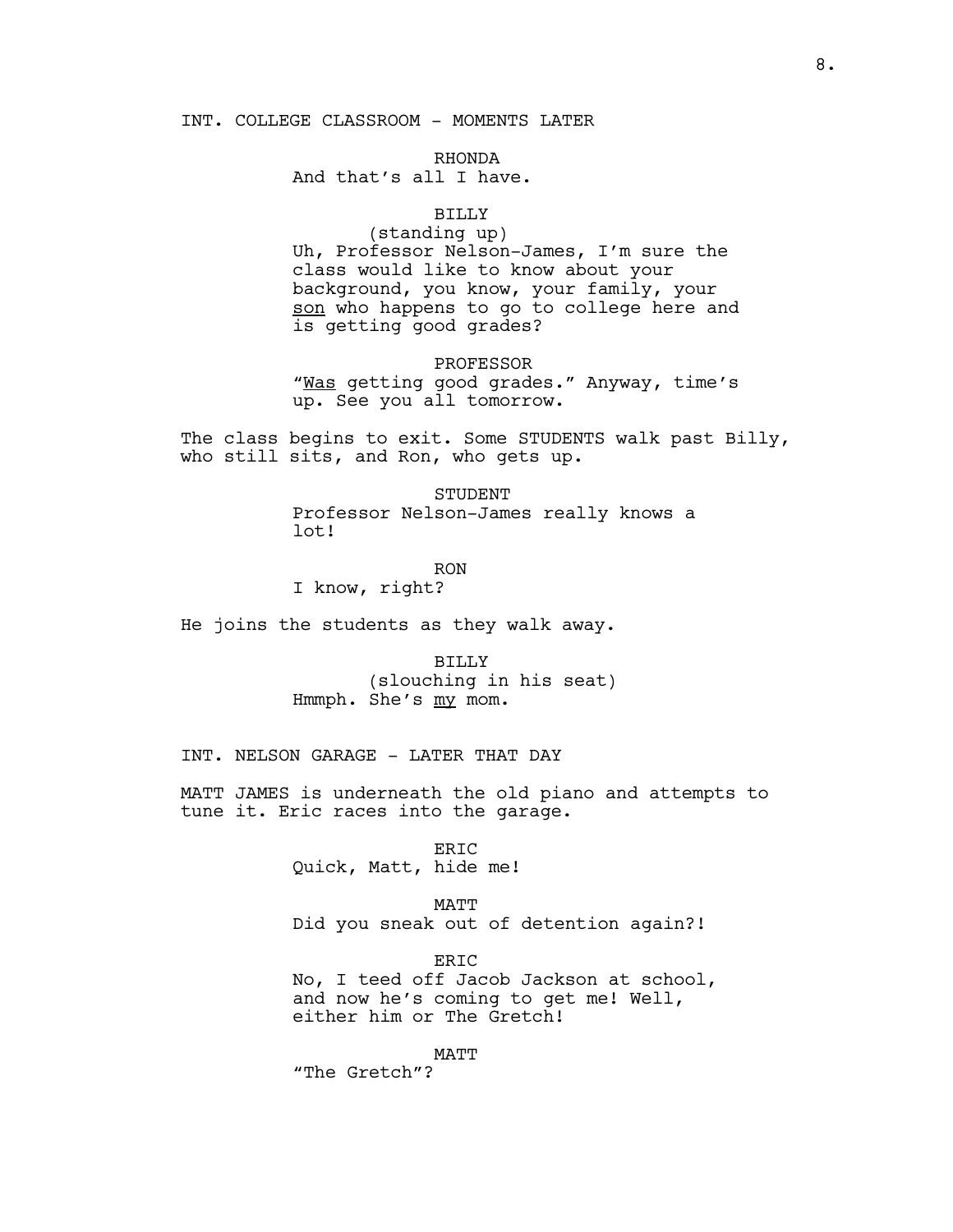INT. COLLEGE CLASSROOM - MOMENTS LATER

RHONDA
And that's all I have.

BILLY
(standing up)
Uh, Professor Nelson-James, I'm sure the class would like to know about your background, you know, your family, your <u>son</u> who happens to go to college here and is getting good grades?

PROFESSOR
"<u>Was</u> getting good grades." Anyway, time's up. See you all tomorrow.

The class begins to exit. Some STUDENTS walk past Billy, who still sits, and Ron, who gets up.

STUDENT
Professor Nelson-James really knows a lot!

RON
I know, right?

He joins the students as they walk away.

BILLY
(slouching in his seat)
Hmmph. She's <u>my</u> mom.

INT. NELSON GARAGE - LATER THAT DAY

MATT JAMES is underneath the old piano and attempts to tune it. Eric races into the garage.

ERIC
Quick, Matt, hide me!

MATT
Did you sneak out of detention again?!

ERIC
No, I teed off Jacob Jackson at school, and now he's coming to get me! Well, either him or The Gretch!

MATT
"The Gretch"?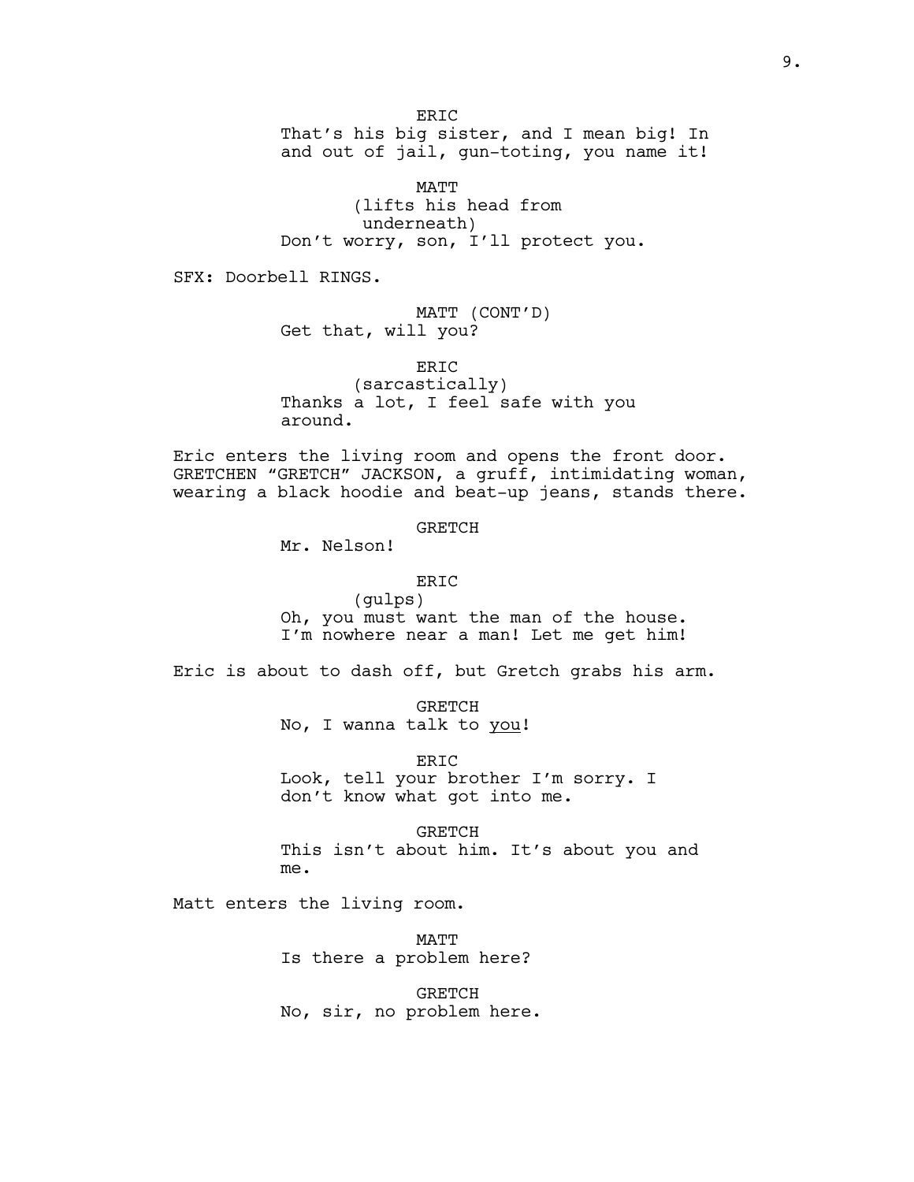ERIC
That's his big sister, and I mean big! In and out of jail, gun-toting, you name it!

MATT
(lifts his head from underneath)
Don't worry, son, I'll protect you.

SFX: Doorbell RINGS.

MATT (CONT'D)
Get that, will you?

ERIC
(sarcastically)
Thanks a lot, I feel safe with you around.

Eric enters the living room and opens the front door. GRETCHEN "GRETCH" JACKSON, a gruff, intimidating woman, wearing a black hoodie and beat-up jeans, stands there.

GRETCH
Mr. Nelson!

ERIC
(gulps)
Oh, you must want the man of the house. I'm nowhere near a man! Let me get him!

Eric is about to dash off, but Gretch grabs his arm.

GRETCH
No, I wanna talk to <u>you</u>!

ERIC
Look, tell your brother I'm sorry. I don't know what got into me.

GRETCH
This isn't about him. It's about you and me.

Matt enters the living room.

MATT
Is there a problem here?

GRETCH
No, sir, no problem here.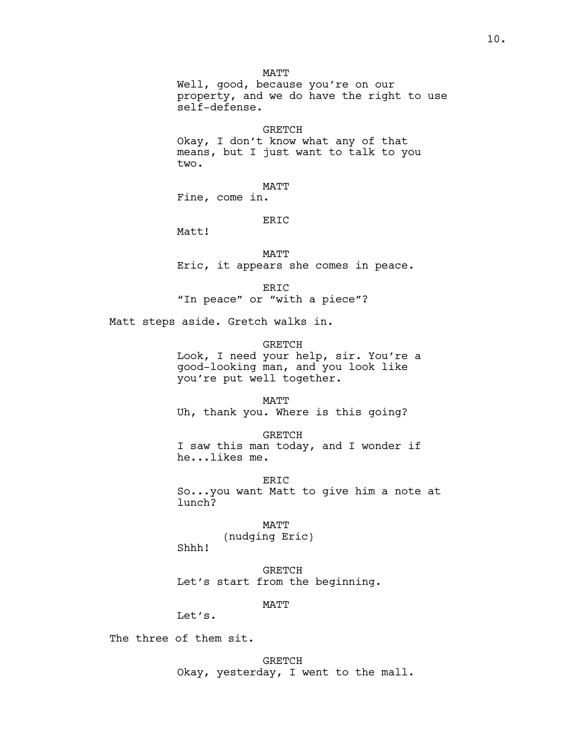MATT
Well, good, because you're on our property, and we do have the right to use self-defense.

GRETCH
Okay, I don't know what any of that means, but I just want to talk to you two.

MATT
Fine, come in.

ERIC
Matt!

MATT
Eric, it appears she comes in peace.

ERIC
"In peace" or "with a piece"?

Matt steps aside. Gretch walks in.

GRETCH
Look, I need your help, sir. You're a good-looking man, and you look like you're put well together.

MATT
Uh, thank you. Where is this going?

GRETCH
I saw this man today, and I wonder if he...likes me.

ERIC
So...you want Matt to give him a note at lunch?

MATT
(nudging Eric)
Shhh!

GRETCH
Let's start from the beginning.

MATT
Let's.

The three of them sit.

GRETCH
Okay, yesterday, I went to the mall.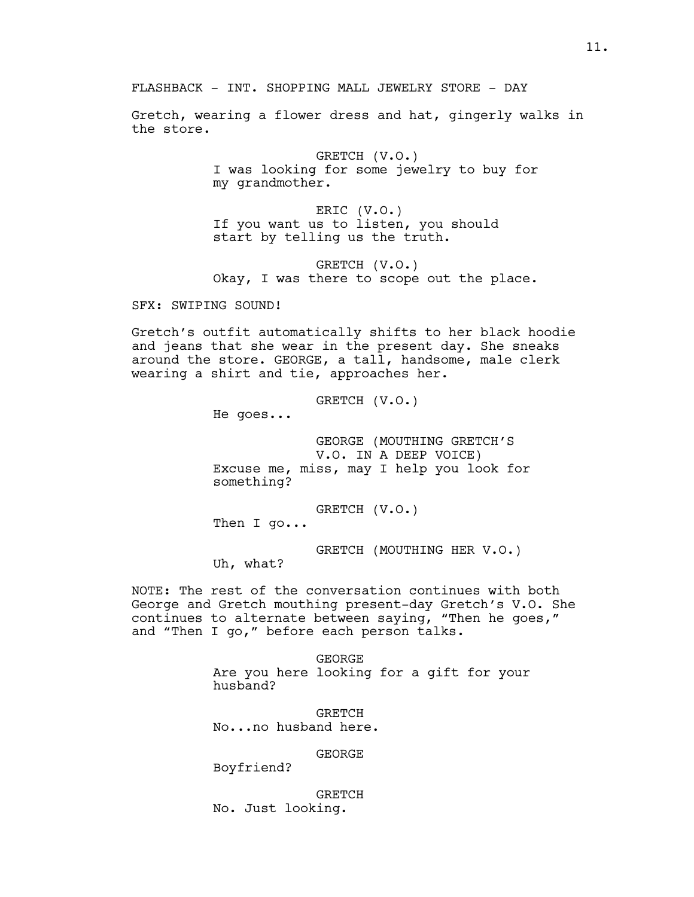FLASHBACK - INT. SHOPPING MALL JEWELRY STORE - DAY

Gretch, wearing a flower dress and hat, gingerly walks in the store.

GRETCH (V.O.)
I was looking for some jewelry to buy for my grandmother.

ERIC (V.O.)
If you want us to listen, you should start by telling us the truth.

GRETCH (V.O.)
Okay, I was there to scope out the place.

SFX: SWIPING SOUND!

Gretch's outfit automatically shifts to her black hoodie and jeans that she wear in the present day. She sneaks around the store. GEORGE, a tall, handsome, male clerk wearing a shirt and tie, approaches her.

GRETCH (V.O.)
He goes...

GEORGE (MOUTHING GRETCH'S V.O. IN A DEEP VOICE)
Excuse me, miss, may I help you look for something?

GRETCH (V.O.)
Then I go...

GRETCH (MOUTHING HER V.O.)
Uh, what?

NOTE: The rest of the conversation continues with both George and Gretch mouthing present-day Gretch's V.O. She continues to alternate between saying, "Then he goes," and "Then I go," before each person talks.

GEORGE
Are you here looking for a gift for your husband?

GRETCH
No...no husband here.

GEORGE
Boyfriend?

GRETCH
No. Just looking.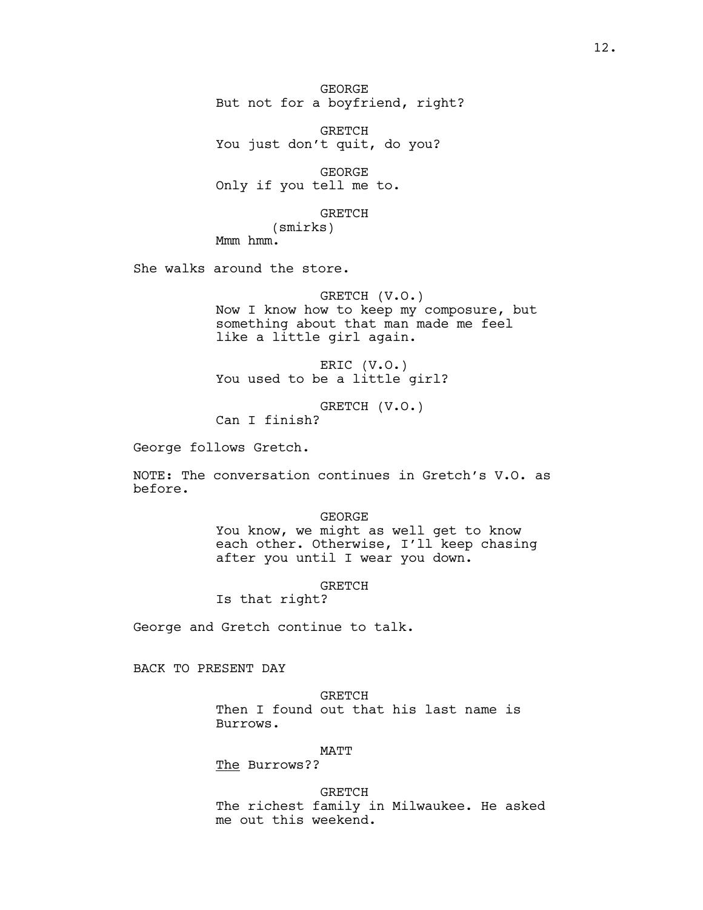GEORGE
But not for a boyfriend, right?

GRETCH
You just don't quit, do you?

GEORGE
Only if you tell me to.

GRETCH
(smirks)
Mmm hmm.

She walks around the store.

GRETCH (V.O.)
Now I know how to keep my composure, but something about that man made me feel like a little girl again.

ERIC (V.O.)
You used to be a little girl?

GRETCH (V.O.)
Can I finish?

George follows Gretch.

NOTE: The conversation continues in Gretch's V.O. as before.

GEORGE
You know, we might as well get to know each other. Otherwise, I'll keep chasing after you until I wear you down.

GRETCH
Is that right?

George and Gretch continue to talk.

BACK TO PRESENT DAY

GRETCH
Then I found out that his last name is Burrows.

MATT
<u>The</u> Burrows??

GRETCH
The richest family in Milwaukee. He asked me out this weekend.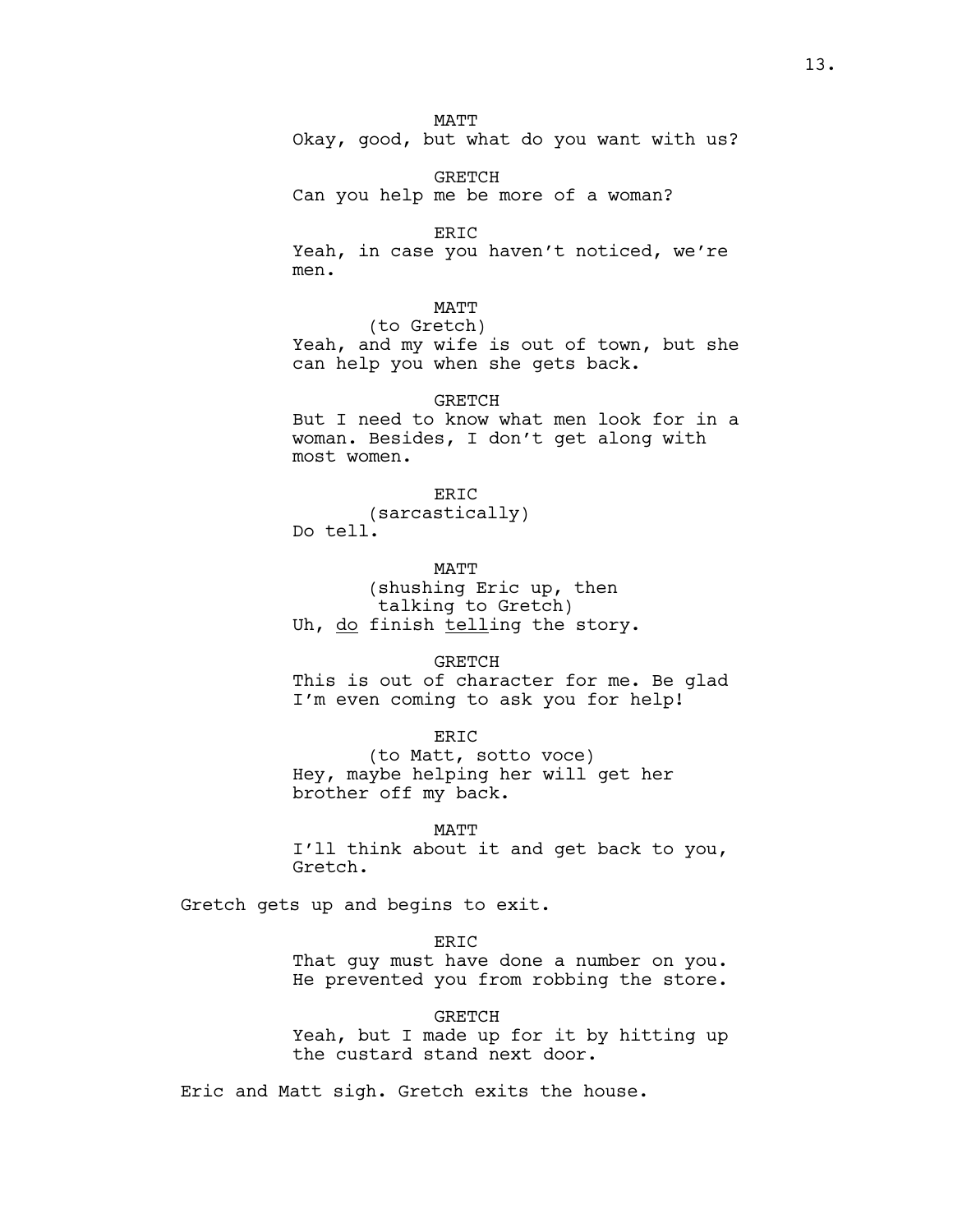MATT
Okay, good, but what do you want with us?

GRETCH
Can you help me be more of a woman?

ERIC
Yeah, in case you haven't noticed, we're men.

MATT
(to Gretch)
Yeah, and my wife is out of town, but she can help you when she gets back.

GRETCH
But I need to know what men look for in a woman. Besides, I don't get along with most women.

ERIC
(sarcastically)
Do tell.

MATT
(shushing Eric up, then talking to Gretch)
Uh, <u>do</u> finish <u>tell</u>ing the story.

GRETCH
This is out of character for me. Be glad I'm even coming to ask you for help!

ERIC
(to Matt, sotto voce)
Hey, maybe helping her will get her brother off my back.

MATT
I'll think about it and get back to you, Gretch.

Gretch gets up and begins to exit.

ERIC
That guy must have done a number on you. He prevented you from robbing the store.

GRETCH
Yeah, but I made up for it by hitting up the custard stand next door.

Eric and Matt sigh. Gretch exits the house.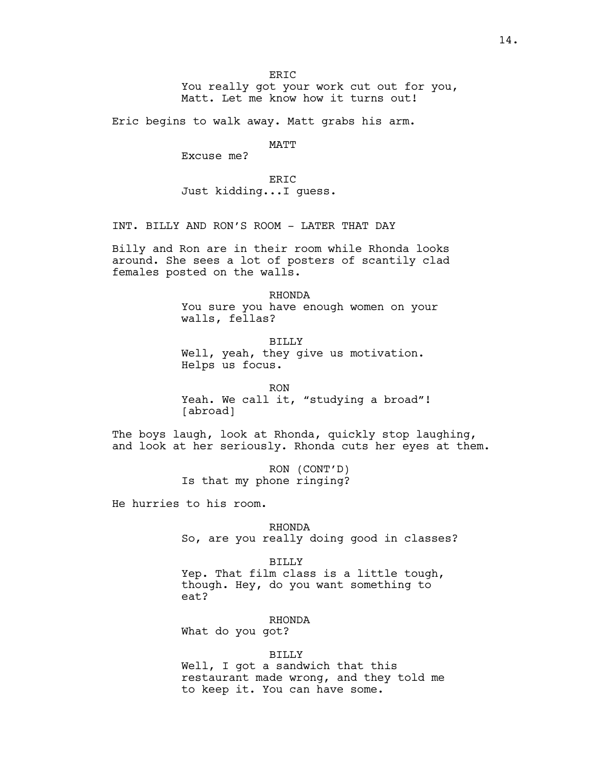ERIC

You really got your work cut out for you, Matt. Let me know how it turns out!

Eric begins to walk away. Matt grabs his arm.

MATT

Excuse me?

ERIC

Just kidding...I guess.

INT. BILLY AND RON'S ROOM - LATER THAT DAY

Billy and Ron are in their room while Rhonda looks around. She sees a lot of posters of scantily clad females posted on the walls.

RHONDA

You sure you have enough women on your walls, fellas?

BILLY

Well, yeah, they give us motivation. Helps us focus.

RON

Yeah. We call it, "studying a broad"! [abroad]

The boys laugh, look at Rhonda, quickly stop laughing, and look at her seriously. Rhonda cuts her eyes at them.

RON (CONT'D)

Is that my phone ringing?

He hurries to his room.

RHONDA

So, are you really doing good in classes?

BILLY

Yep. That film class is a little tough, though. Hey, do you want something to eat?

RHONDA

What do you got?

BILLY

Well, I got a sandwich that this restaurant made wrong, and they told me to keep it. You can have some.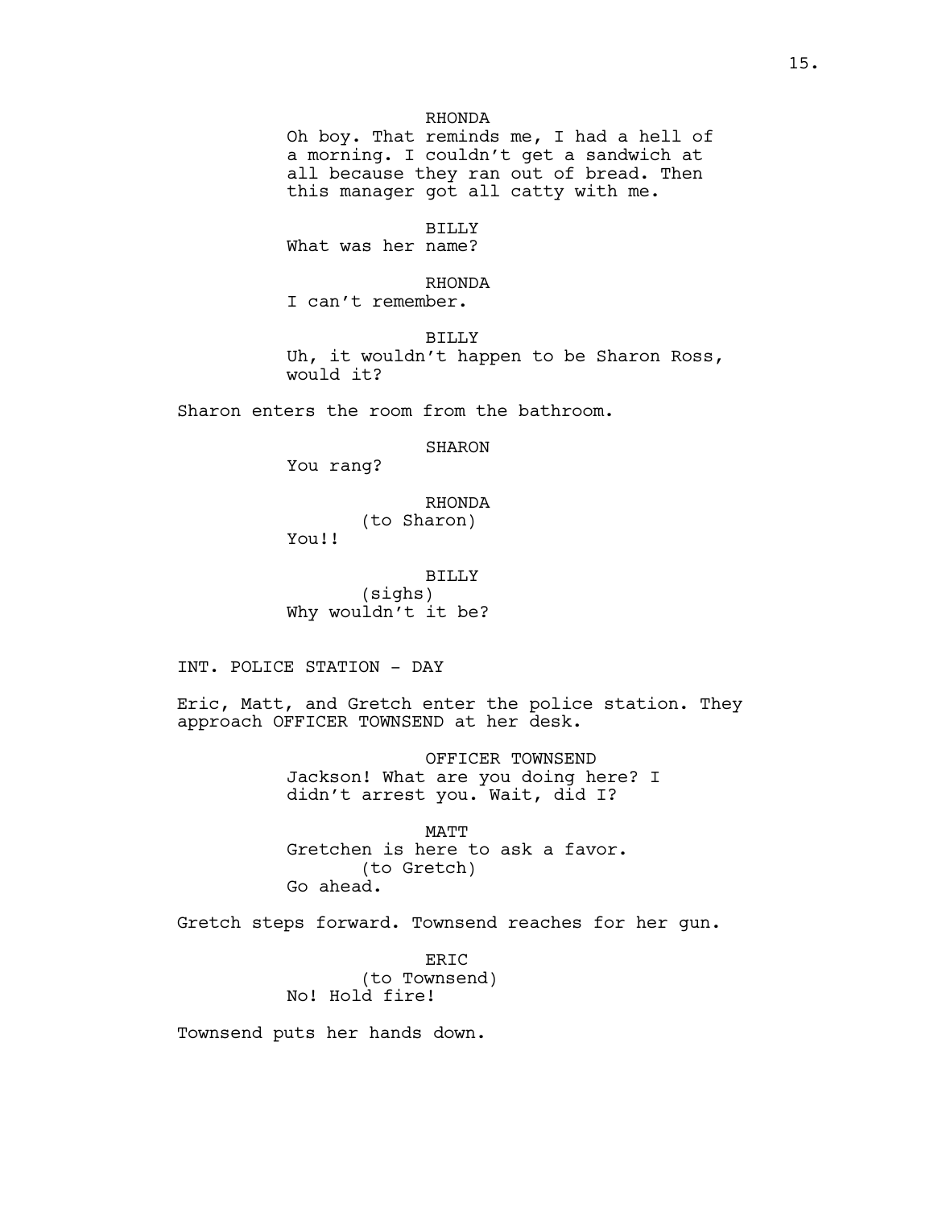RHONDA
Oh boy. That reminds me, I had a hell of a morning. I couldn't get a sandwich at all because they ran out of bread. Then this manager got all catty with me.

BILLY
What was her name?

RHONDA
I can't remember.

BILLY
Uh, it wouldn't happen to be Sharon Ross, would it?

Sharon enters the room from the bathroom.

SHARON
You rang?

RHONDA
(to Sharon)
You!!

BILLY
(sighs)
Why wouldn't it be?

INT. POLICE STATION - DAY

Eric, Matt, and Gretch enter the police station. They approach OFFICER TOWNSEND at her desk.

OFFICER TOWNSEND
Jackson! What are you doing here? I didn't arrest you. Wait, did I?

MATT
Gretchen is here to ask a favor.
(to Gretch)
Go ahead.

Gretch steps forward. Townsend reaches for her gun.

ERIC
(to Townsend)
No! Hold fire!

Townsend puts her hands down.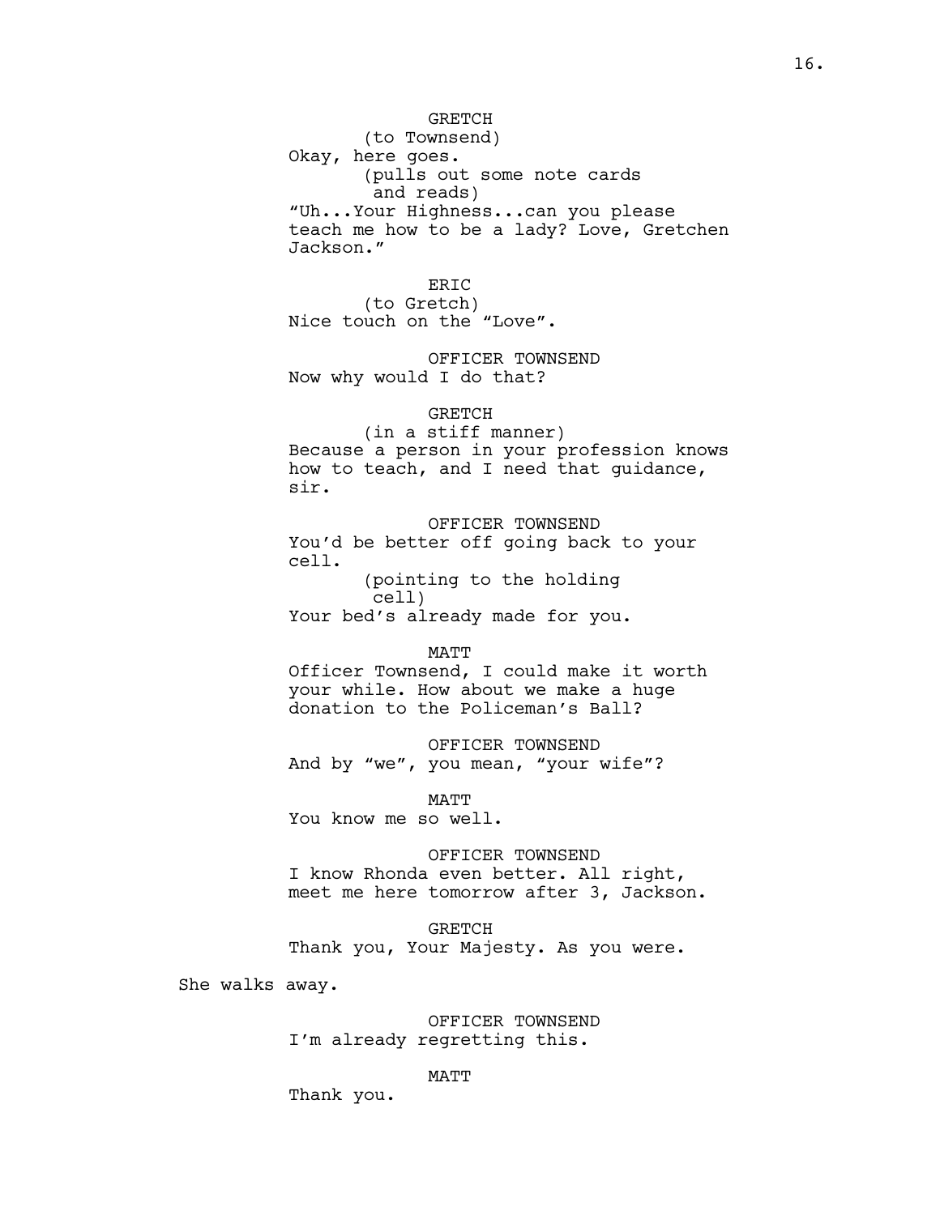GRETCH
(to Townsend)
Okay, here goes.
(pulls out some note cards and reads)
"Uh...Your Highness...can you please teach me how to be a lady? Love, Gretchen Jackson."

ERIC
(to Gretch)
Nice touch on the "Love".

OFFICER TOWNSEND
Now why would I do that?

GRETCH
(in a stiff manner)
Because a person in your profession knows how to teach, and I need that guidance, sir.

OFFICER TOWNSEND
You'd be better off going back to your cell.
(pointing to the holding cell)
Your bed's already made for you.

MATT
Officer Townsend, I could make it worth your while. How about we make a huge donation to the Policeman's Ball?

OFFICER TOWNSEND
And by "we", you mean, "your wife"?

MATT
You know me so well.

OFFICER TOWNSEND
I know Rhonda even better. All right, meet me here tomorrow after 3, Jackson.

GRETCH
Thank you, Your Majesty. As you were.

She walks away.

OFFICER TOWNSEND
I'm already regretting this.

MATT
Thank you.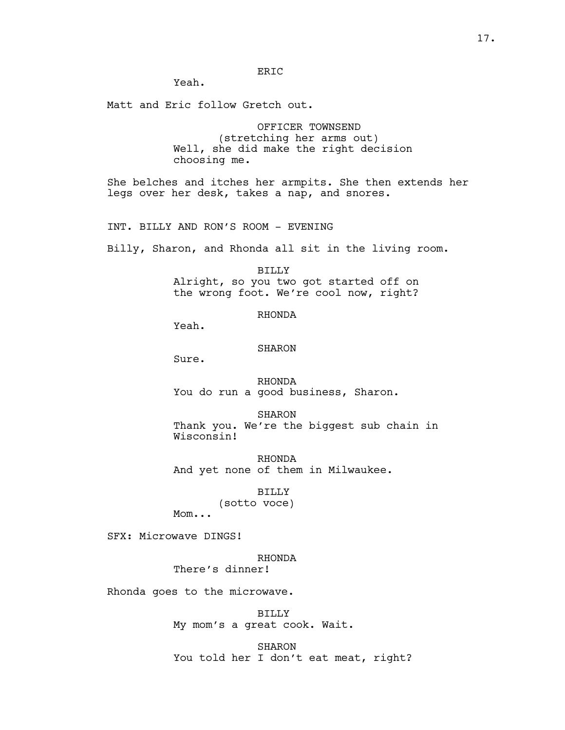ERIC

Yeah.

Matt and Eric follow Gretch out.

OFFICER TOWNSEND

(stretching her arms out)

Well, she did make the right decision choosing me.

She belches and itches her armpits. She then extends her legs over her desk, takes a nap, and snores.

INT. BILLY AND RON'S ROOM - EVENING

Billy, Sharon, and Rhonda all sit in the living room.

BILLY

Alright, so you two got started off on the wrong foot. We're cool now, right?

RHONDA

Yeah.

SHARON

Sure.

RHONDA

You do run a good business, Sharon.

SHARON

Thank you. We're the biggest sub chain in Wisconsin!

RHONDA

And yet none of them in Milwaukee.

BILLY

(sotto voce)

Mom...

SFX: Microwave DINGS!

RHONDA

There's dinner!

Rhonda goes to the microwave.

BILLY

My mom's a great cook. Wait.

SHARON

You told her I don't eat meat, right?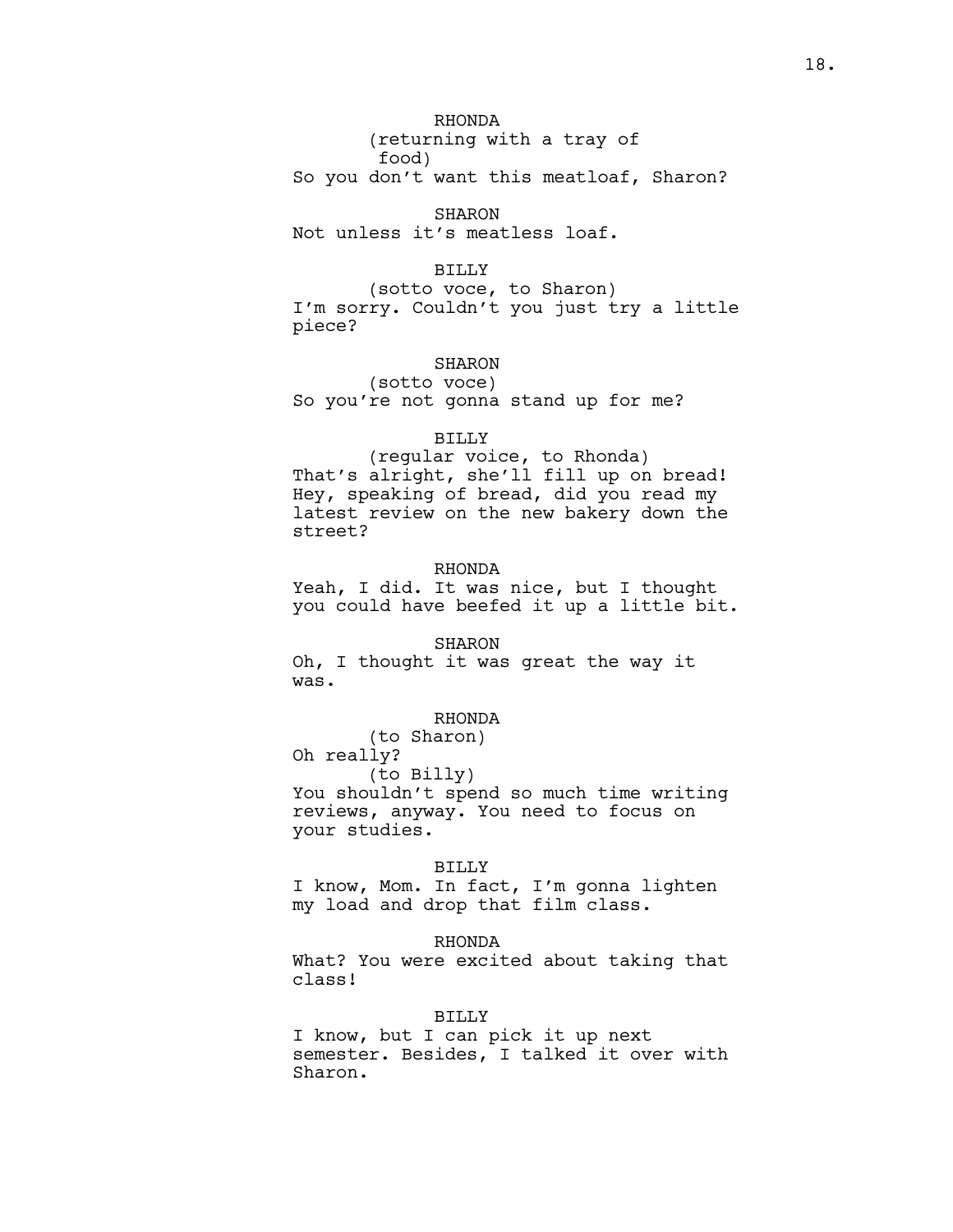RHONDA
(returning with a tray of food)
So you don't want this meatloaf, Sharon?

SHARON
Not unless it's meatless loaf.

BILLY
(sotto voce, to Sharon)
I'm sorry. Couldn't you just try a little piece?

SHARON
(sotto voce)
So you're not gonna stand up for me?

BILLY
(regular voice, to Rhonda)
That's alright, she'll fill up on bread! Hey, speaking of bread, did you read my latest review on the new bakery down the street?

RHONDA
Yeah, I did. It was nice, but I thought you could have beefed it up a little bit.

SHARON
Oh, I thought it was great the way it was.

RHONDA
(to Sharon)
Oh really?
(to Billy)
You shouldn't spend so much time writing reviews, anyway. You need to focus on your studies.

BILLY
I know, Mom. In fact, I'm gonna lighten my load and drop that film class.

RHONDA
What? You were excited about taking that class!

BILLY
I know, but I can pick it up next semester. Besides, I talked it over with Sharon.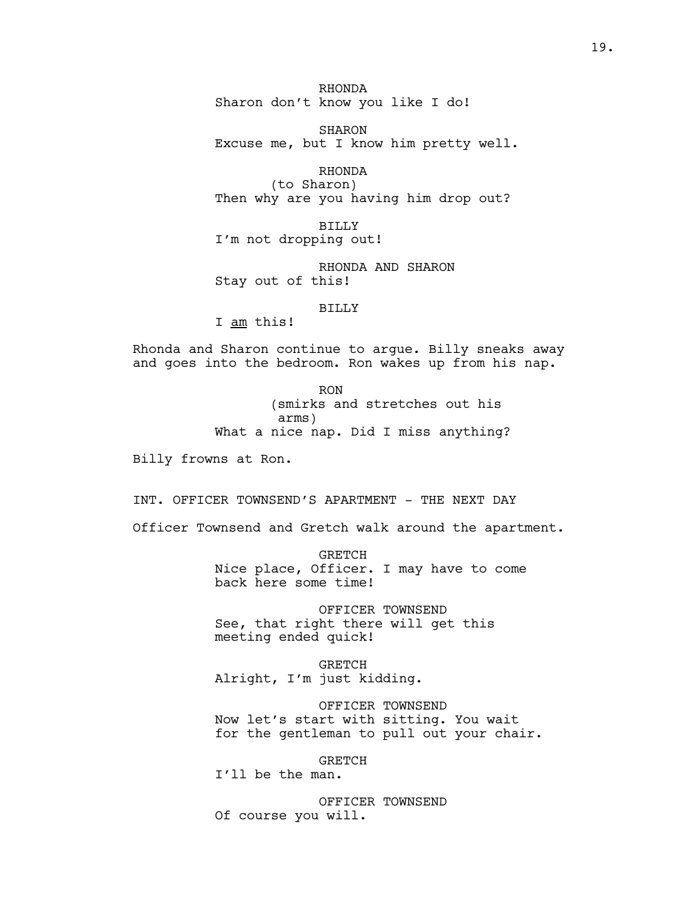RHONDA
Sharon don't know you like I do!

SHARON
Excuse me, but I know him pretty well.

RHONDA
(to Sharon)
Then why are you having him drop out?

BILLY
I'm not dropping out!

RHONDA AND SHARON
Stay out of this!

BILLY
I <u>am</u> this!

Rhonda and Sharon continue to argue. Billy sneaks away and goes into the bedroom. Ron wakes up from his nap.

RON
(smirks and stretches out his arms)
What a nice nap. Did I miss anything?

Billy frowns at Ron.

INT. OFFICER TOWNSEND'S APARTMENT - THE NEXT DAY

Officer Townsend and Gretch walk around the apartment.

GRETCH
Nice place, Officer. I may have to come back here some time!

OFFICER TOWNSEND
See, that right there will get this meeting ended quick!

GRETCH
Alright, I'm just kidding.

OFFICER TOWNSEND
Now let's start with sitting. You wait for the gentleman to pull out your chair.

GRETCH
I'll be the man.

OFFICER TOWNSEND
Of course you will.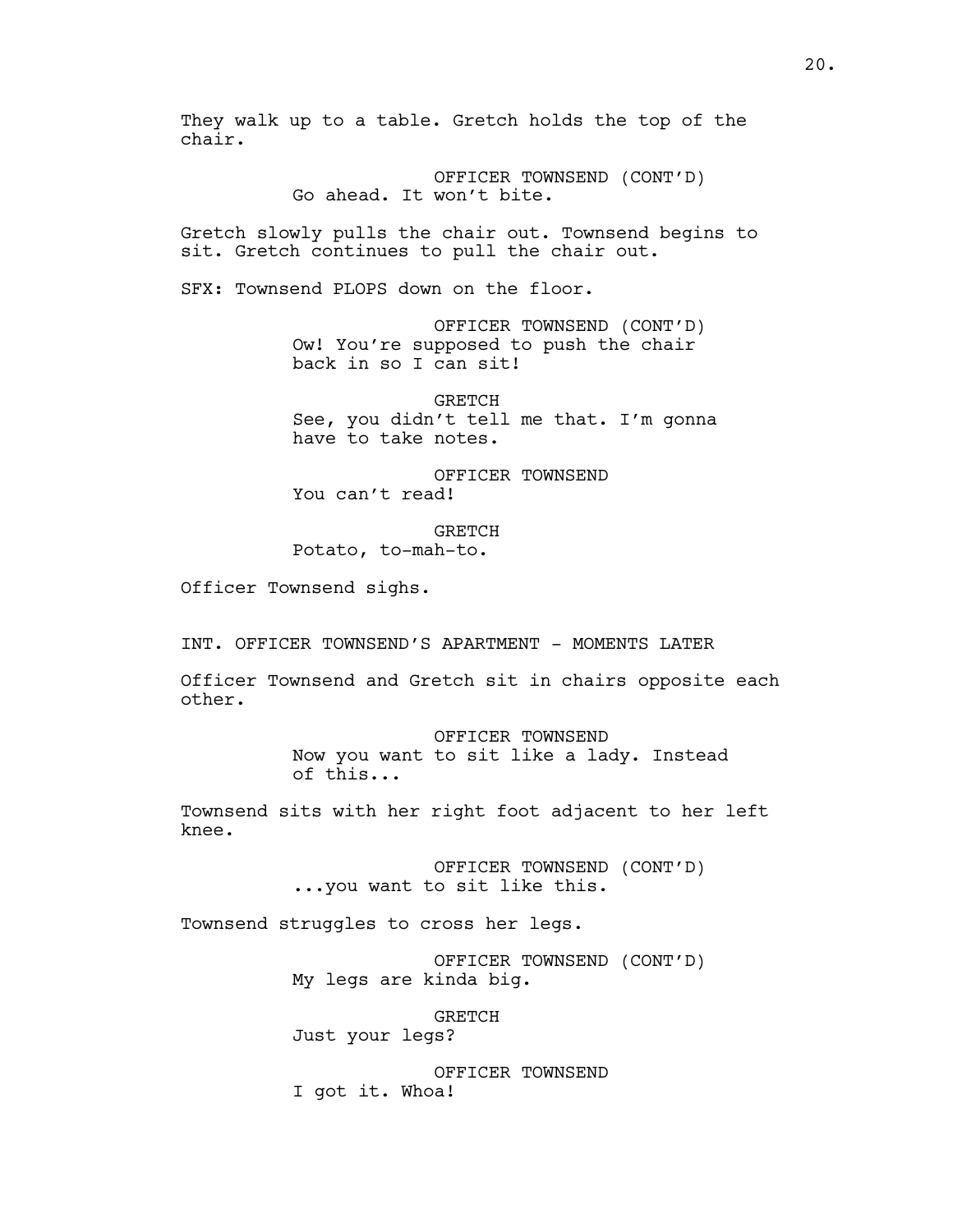They walk up to a table. Gretch holds the top of the chair.

OFFICER TOWNSEND (CONT'D)
Go ahead. It won't bite.

Gretch slowly pulls the chair out. Townsend begins to sit. Gretch continues to pull the chair out.

SFX: Townsend PLOPS down on the floor.

OFFICER TOWNSEND (CONT'D)
Ow! You're supposed to push the chair back in so I can sit!

GRETCH
See, you didn't tell me that. I'm gonna have to take notes.

OFFICER TOWNSEND
You can't read!

GRETCH
Potato, to-mah-to.

Officer Townsend sighs.

INT. OFFICER TOWNSEND'S APARTMENT - MOMENTS LATER

Officer Townsend and Gretch sit in chairs opposite each other.

OFFICER TOWNSEND
Now you want to sit like a lady. Instead of this...

Townsend sits with her right foot adjacent to her left knee.

OFFICER TOWNSEND (CONT'D)
...you want to sit like this.

Townsend struggles to cross her legs.

OFFICER TOWNSEND (CONT'D)
My legs are kinda big.

GRETCH
Just your legs?

OFFICER TOWNSEND
I got it. Whoa!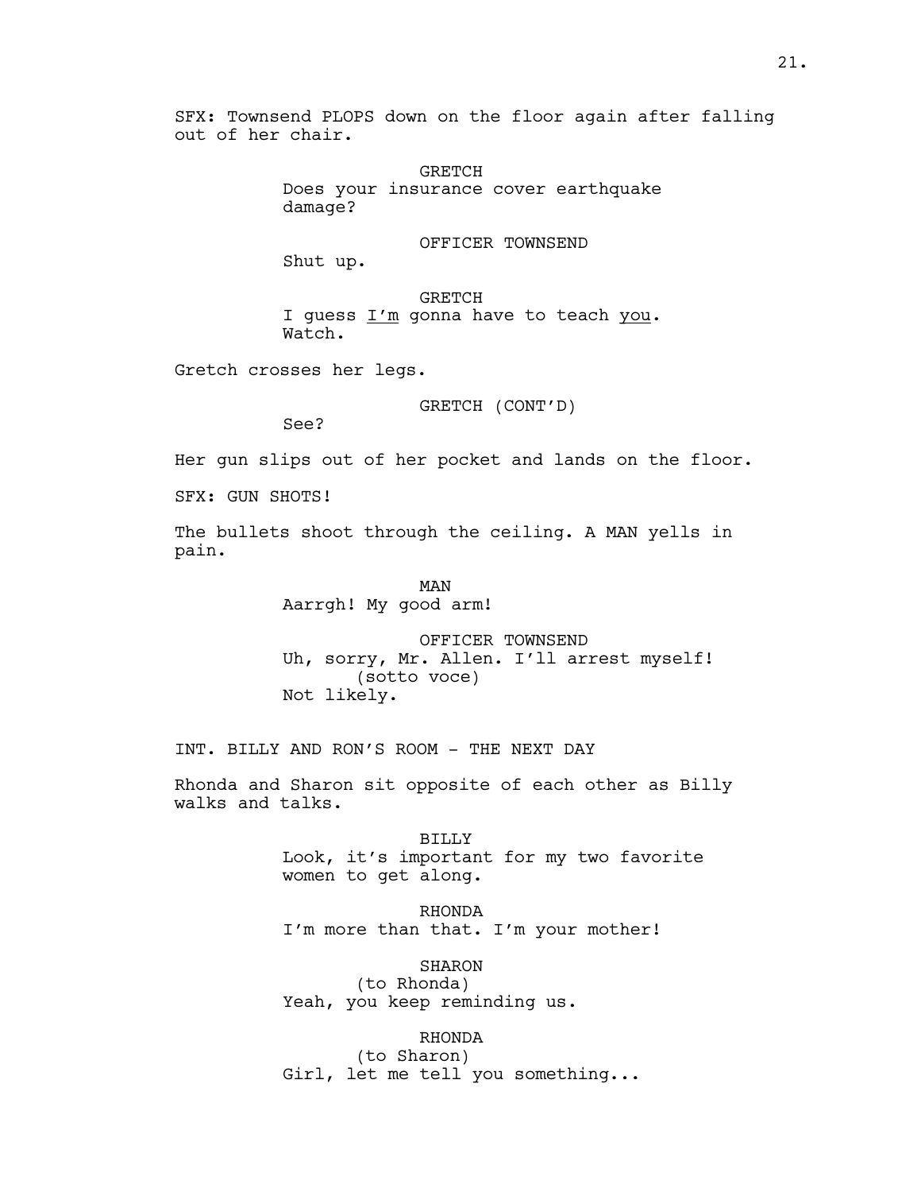SFX: Townsend PLOPS down on the floor again after falling out of her chair.

GRETCH
Does your insurance cover earthquake damage?

OFFICER TOWNSEND
Shut up.

GRETCH
I guess <u>I'm</u> gonna have to teach <u>you</u>. Watch.

Gretch crosses her legs.

GRETCH (CONT'D)
See?

Her gun slips out of her pocket and lands on the floor.

SFX: GUN SHOTS!

The bullets shoot through the ceiling. A MAN yells in pain.

MAN
Aarrgh! My good arm!

OFFICER TOWNSEND
Uh, sorry, Mr. Allen. I'll arrest myself!
(sotto voce)
Not likely.

INT. BILLY AND RON'S ROOM - THE NEXT DAY

Rhonda and Sharon sit opposite of each other as Billy walks and talks.

BILLY
Look, it's important for my two favorite women to get along.

RHONDA
I'm more than that. I'm your mother!

SHARON
(to Rhonda)
Yeah, you keep reminding us.

RHONDA
(to Sharon)
Girl, let me tell you something...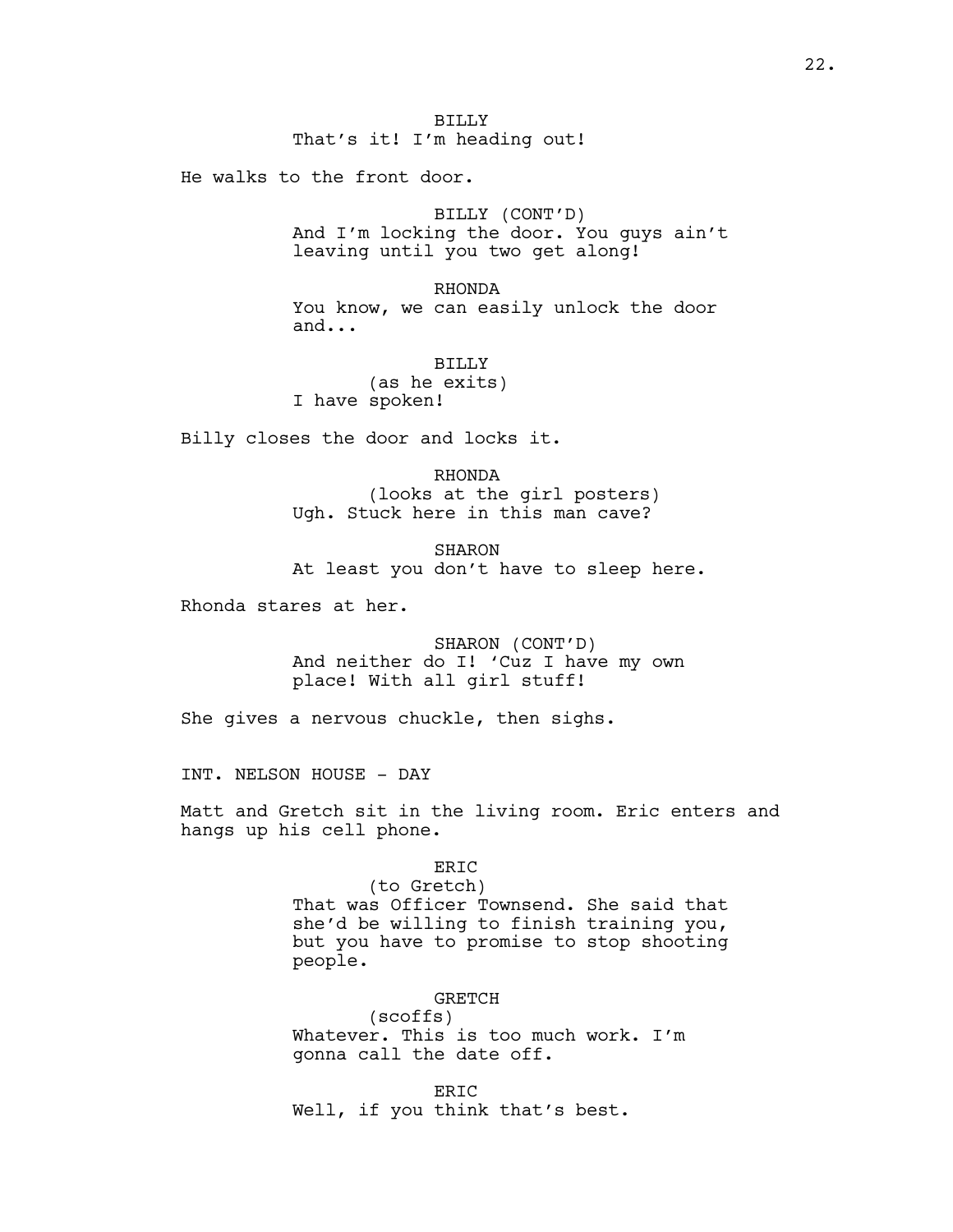BILLY
That's it! I'm heading out!

He walks to the front door.

BILLY (CONT'D)
And I'm locking the door. You guys ain't leaving until you two get along!

RHONDA
You know, we can easily unlock the door and...

BILLY
(as he exits)
I have spoken!

Billy closes the door and locks it.

RHONDA
(looks at the girl posters)
Ugh. Stuck here in this man cave?

SHARON
At least you don't have to sleep here.

Rhonda stares at her.

SHARON (CONT'D)
And neither do I! 'Cuz I have my own place! With all girl stuff!

She gives a nervous chuckle, then sighs.

INT. NELSON HOUSE - DAY

Matt and Gretch sit in the living room. Eric enters and hangs up his cell phone.

ERIC
(to Gretch)
That was Officer Townsend. She said that she'd be willing to finish training you, but you have to promise to stop shooting people.

GRETCH
(scoffs)
Whatever. This is too much work. I'm gonna call the date off.

ERIC
Well, if you think that's best.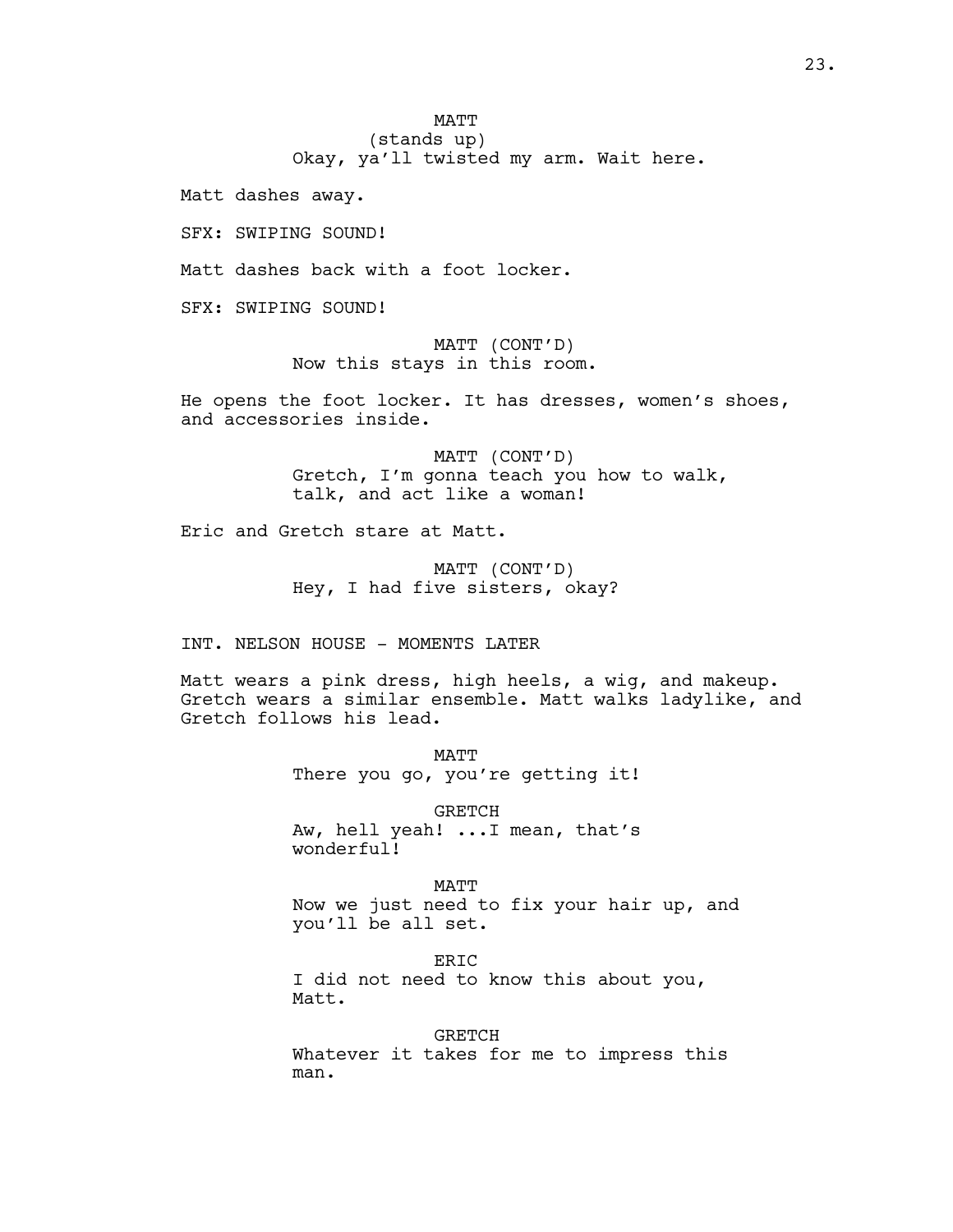MATT
(stands up)
Okay, ya'll twisted my arm. Wait here.

Matt dashes away.

SFX: SWIPING SOUND!

Matt dashes back with a foot locker.

SFX: SWIPING SOUND!

MATT (CONT'D)
Now this stays in this room.

He opens the foot locker. It has dresses, women's shoes, and accessories inside.

MATT (CONT'D)
Gretch, I'm gonna teach you how to walk, talk, and act like a woman!

Eric and Gretch stare at Matt.

MATT (CONT'D)
Hey, I had five sisters, okay?

INT. NELSON HOUSE - MOMENTS LATER

Matt wears a pink dress, high heels, a wig, and makeup. Gretch wears a similar ensemble. Matt walks ladylike, and Gretch follows his lead.

MATT
There you go, you're getting it!

GRETCH
Aw, hell yeah! ...I mean, that's wonderful!

MATT
Now we just need to fix your hair up, and you'll be all set.

ERIC
I did not need to know this about you, Matt.

GRETCH
Whatever it takes for me to impress this man.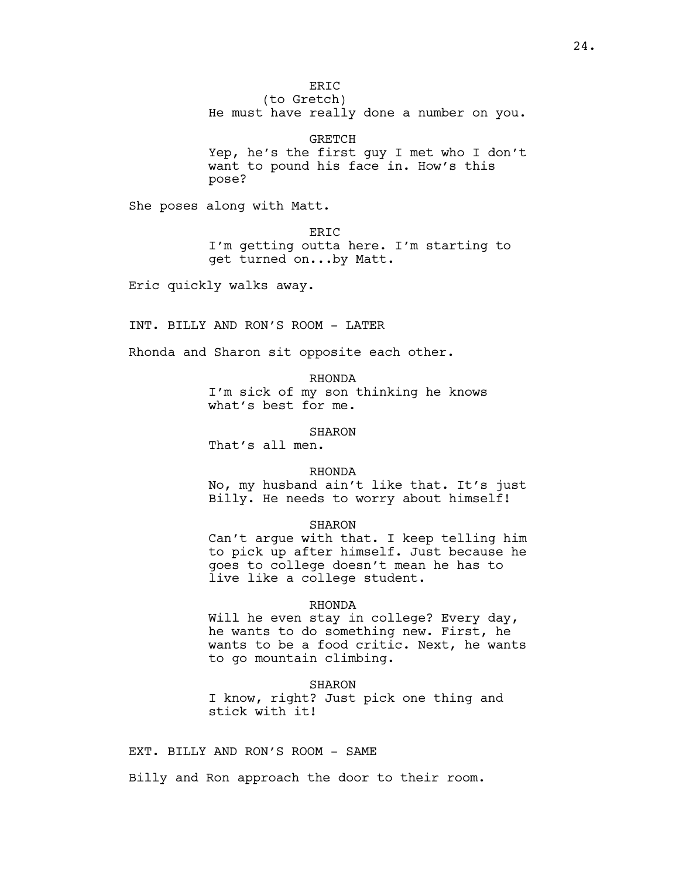ERIC
(to Gretch)
He must have really done a number on you.

GRETCH
Yep, he's the first guy I met who I don't want to pound his face in. How's this pose?

She poses along with Matt.

ERIC
I'm getting outta here. I'm starting to get turned on...by Matt.

Eric quickly walks away.

INT. BILLY AND RON'S ROOM - LATER

Rhonda and Sharon sit opposite each other.

RHONDA
I'm sick of my son thinking he knows what's best for me.

SHARON
That's all men.

RHONDA
No, my husband ain't like that. It's just Billy. He needs to worry about himself!

SHARON
Can't argue with that. I keep telling him to pick up after himself. Just because he goes to college doesn't mean he has to live like a college student.

RHONDA
Will he even stay in college? Every day, he wants to do something new. First, he wants to be a food critic. Next, he wants to go mountain climbing.

SHARON
I know, right? Just pick one thing and stick with it!

EXT. BILLY AND RON'S ROOM - SAME

Billy and Ron approach the door to their room.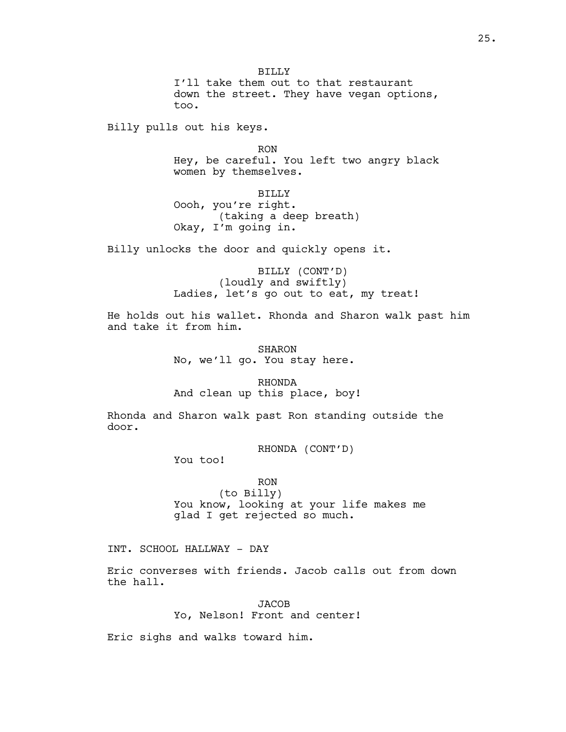BILLY
I'll take them out to that restaurant down the street. They have vegan options, too.

Billy pulls out his keys.

RON
Hey, be careful. You left two angry black women by themselves.

BILLY
Oooh, you're right.
(taking a deep breath)
Okay, I'm going in.

Billy unlocks the door and quickly opens it.

BILLY (CONT'D)
(loudly and swiftly)
Ladies, let's go out to eat, my treat!

He holds out his wallet. Rhonda and Sharon walk past him and take it from him.

SHARON
No, we'll go. You stay here.

RHONDA
And clean up this place, boy!

Rhonda and Sharon walk past Ron standing outside the door.

RHONDA (CONT'D)
You too!

RON
(to Billy)
You know, looking at your life makes me glad I get rejected so much.

INT. SCHOOL HALLWAY - DAY

Eric converses with friends. Jacob calls out from down the hall.

JACOB
Yo, Nelson! Front and center!

Eric sighs and walks toward him.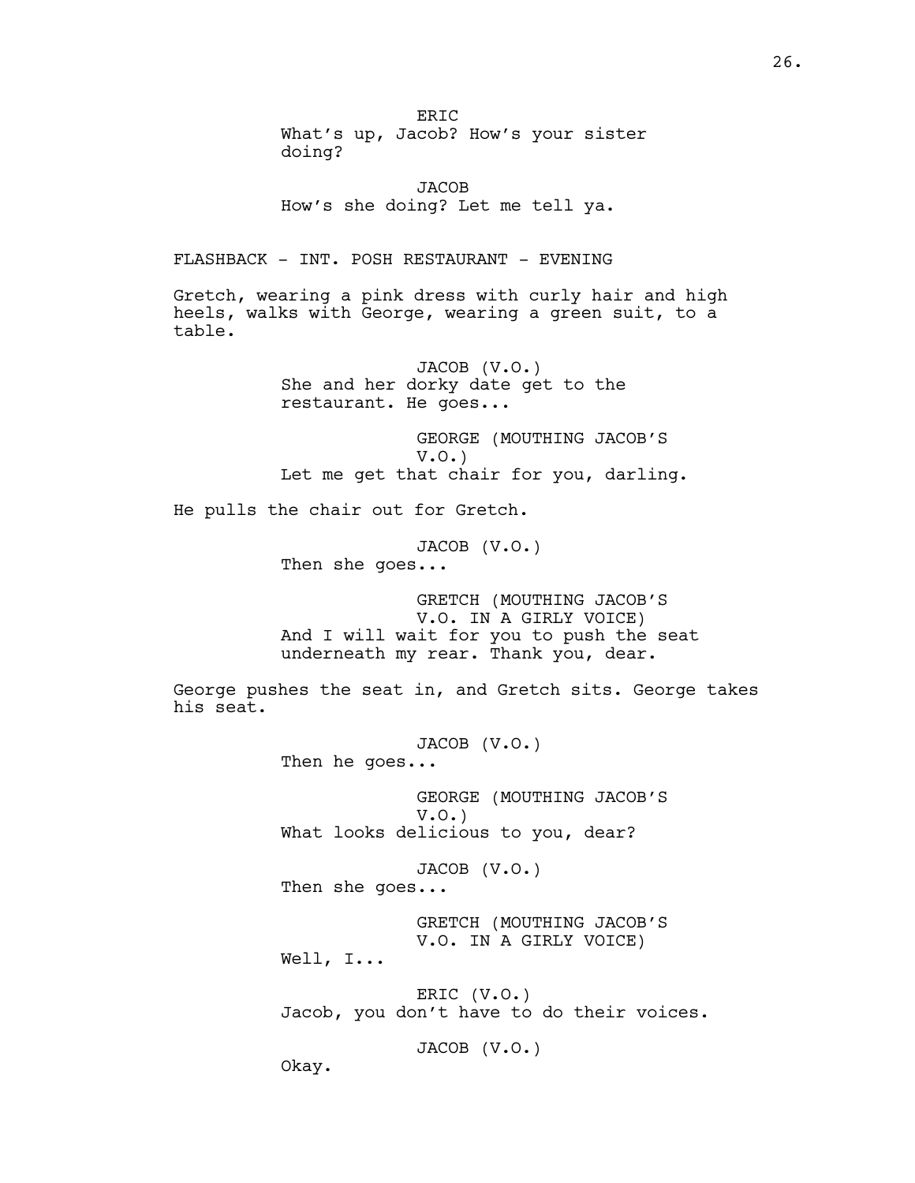ERIC
What's up, Jacob? How's your sister doing?

JACOB
How's she doing? Let me tell ya.

FLASHBACK - INT. POSH RESTAURANT - EVENING

Gretch, wearing a pink dress with curly hair and high heels, walks with George, wearing a green suit, to a table.

JACOB (V.O.)
She and her dorky date get to the restaurant. He goes...

GEORGE (MOUTHING JACOB'S V.O.)
Let me get that chair for you, darling.

He pulls the chair out for Gretch.

JACOB (V.O.)
Then she goes...

GRETCH (MOUTHING JACOB'S V.O. IN A GIRLY VOICE)
And I will wait for you to push the seat underneath my rear. Thank you, dear.

George pushes the seat in, and Gretch sits. George takes his seat.

JACOB (V.O.)
Then he goes...

GEORGE (MOUTHING JACOB'S V.O.)
What looks delicious to you, dear?

JACOB (V.O.)
Then she goes...

GRETCH (MOUTHING JACOB'S V.O. IN A GIRLY VOICE)
Well, I...

ERIC (V.O.)
Jacob, you don't have to do their voices.

JACOB (V.O.)
Okay.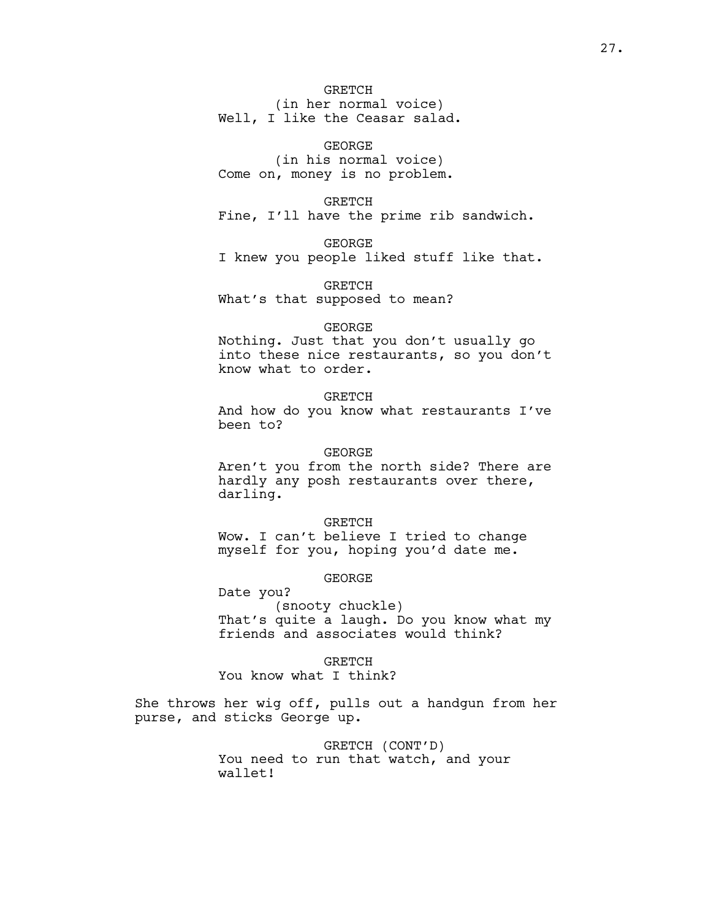GRETCH
(in her normal voice)
Well, I like the Ceasar salad.

GEORGE
(in his normal voice)
Come on, money is no problem.

GRETCH
Fine, I'll have the prime rib sandwich.

GEORGE
I knew you people liked stuff like that.

GRETCH
What's that supposed to mean?

GEORGE
Nothing. Just that you don't usually go into these nice restaurants, so you don't know what to order.

GRETCH
And how do you know what restaurants I've been to?

GEORGE
Aren't you from the north side? There are hardly any posh restaurants over there, darling.

GRETCH
Wow. I can't believe I tried to change myself for you, hoping you'd date me.

GEORGE
Date you?
(snooty chuckle)
That's quite a laugh. Do you know what my friends and associates would think?

GRETCH
You know what I think?

She throws her wig off, pulls out a handgun from her purse, and sticks George up.

GRETCH (CONT'D)
You need to run that watch, and your wallet!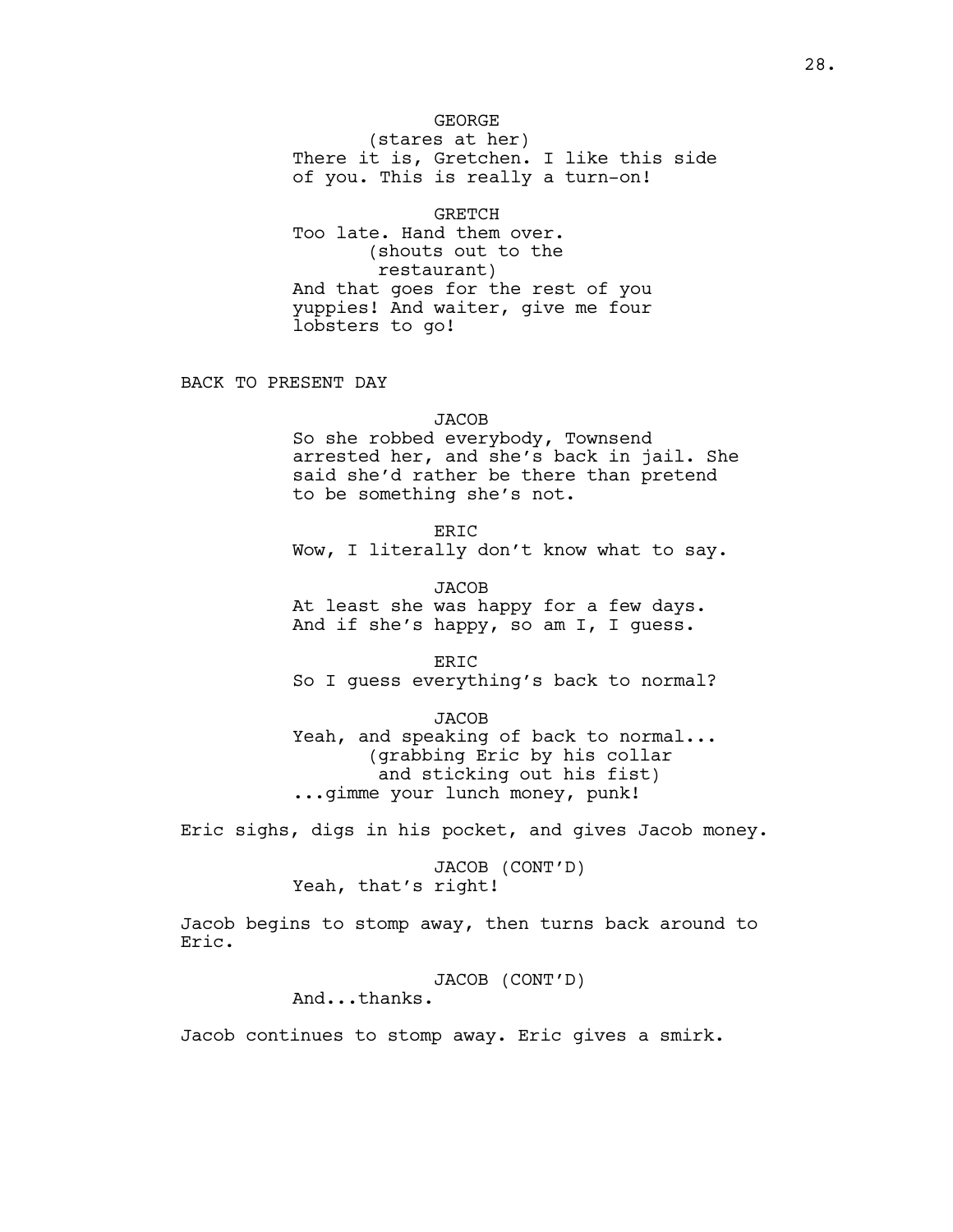GEORGE
(stares at her)
There it is, Gretchen. I like this side of you. This is really a turn-on!

GRETCH
Too late. Hand them over.
(shouts out to the restaurant)
And that goes for the rest of you yuppies! And waiter, give me four lobsters to go!

BACK TO PRESENT DAY

JACOB
So she robbed everybody, Townsend arrested her, and she's back in jail. She said she'd rather be there than pretend to be something she's not.

ERIC
Wow, I literally don't know what to say.

JACOB
At least she was happy for a few days. And if she's happy, so am I, I guess.

ERIC
So I guess everything's back to normal?

JACOB
Yeah, and speaking of back to normal...
(grabbing Eric by his collar and sticking out his fist)
...gimme your lunch money, punk!

Eric sighs, digs in his pocket, and gives Jacob money.

JACOB (CONT'D)
Yeah, that's right!

Jacob begins to stomp away, then turns back around to Eric.

JACOB (CONT'D)
And...thanks.

Jacob continues to stomp away. Eric gives a smirk.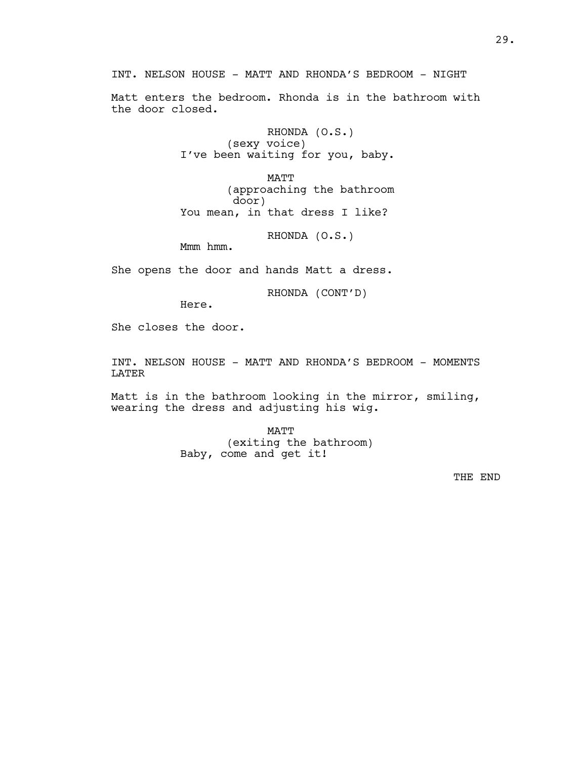INT. NELSON HOUSE - MATT AND RHONDA'S BEDROOM - NIGHT

Matt enters the bedroom. Rhonda is in the bathroom with the door closed.

RHONDA (O.S.)
(sexy voice)
I've been waiting for you, baby.

MATT
(approaching the bathroom door)
You mean, in that dress I like?

RHONDA (O.S.)
Mmm hmm.

She opens the door and hands Matt a dress.

RHONDA (CONT'D)
Here.

She closes the door.

INT. NELSON HOUSE - MATT AND RHONDA'S BEDROOM - MOMENTS LATER

Matt is in the bathroom looking in the mirror, smiling, wearing the dress and adjusting his wig.

MATT
(exiting the bathroom)
Baby, come and get it!

THE END